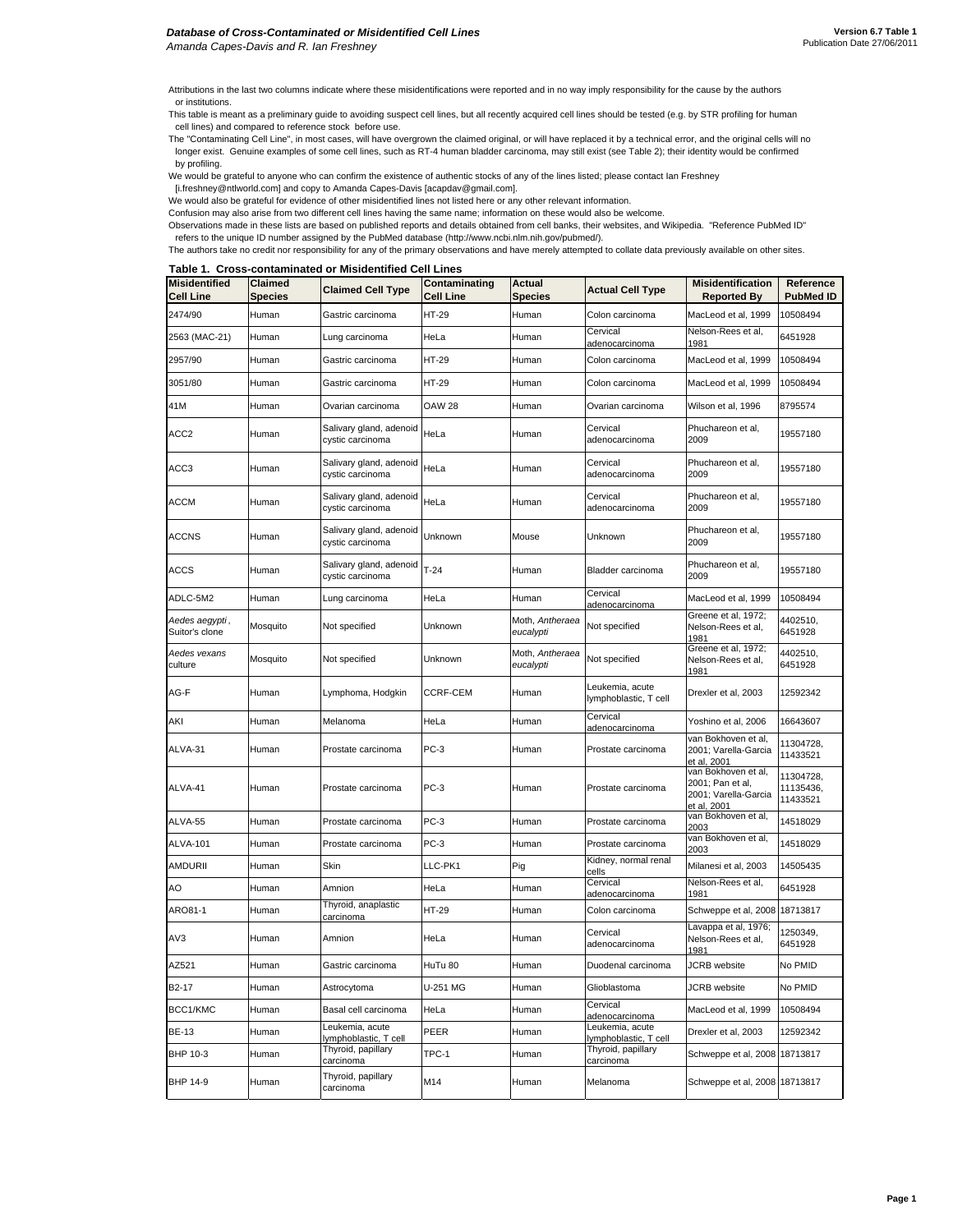# Database of Cross-Contaminated or Misidentified Cell Lines

*Amanda Capes-Davis and R. Ian Freshney*

Version 6.7 Table 1
Publication Date 27/06/2011

Attributions in the last two columns indicate where these misidentifications were reported and in no way imply responsibility for the cause by the authors or institutions.

This table is meant as a preliminary guide to avoiding suspect cell lines, but all recently acquired cell lines should be tested (e.g. by STR profiling for human cell lines) and compared to reference stock before use.

The "Contaminating Cell Line", in most cases, will have overgrown the claimed original, or will have replaced it by a technical error, and the original cells will no longer exist. Genuine examples of some cell lines, such as RT-4 human bladder carcinoma, may still exist (see Table 2); their identity would be confirmed by profiling.

We would be grateful to anyone who can confirm the existence of authentic stocks of any of the lines listed; please contact Ian Freshney [i.freshney@ntlworld.com] and copy to Amanda Capes-Davis [acapdav@gmail.com].

We would also be grateful for evidence of other misidentified lines not listed here or any other relevant information.

Confusion may also arise from two different cell lines having the same name; information on these would also be welcome.

Observations made in these lists are based on published reports and details obtained from cell banks, their websites, and Wikipedia. "Reference PubMed ID" refers to the unique ID number assigned by the PubMed database (http://www.ncbi.nlm.nih.gov/pubmed/).

The authors take no credit nor responsibility for any of the primary observations and have merely attempted to collate data previously available on other sites.

**Table 1. Cross-contaminated or Misidentified Cell Lines**

| Misidentified Cell Line | Claimed Species | Claimed Cell Type | Contaminating Cell Line | Actual Species | Actual Cell Type | Misidentification Reported By | Reference PubMed ID |
|---|---|---|---|---|---|---|---|
| 2474/90 | Human | Gastric carcinoma | HT-29 | Human | Colon carcinoma | MacLeod et al, 1999 | 10508494 |
| 2563 (MAC-21) | Human | Lung carcinoma | HeLa | Human | Cervical adenocarcinoma | Nelson-Rees et al, 1981 | 6451928 |
| 2957/90 | Human | Gastric carcinoma | HT-29 | Human | Colon carcinoma | MacLeod et al, 1999 | 10508494 |
| 3051/80 | Human | Gastric carcinoma | HT-29 | Human | Colon carcinoma | MacLeod et al, 1999 | 10508494 |
| 41M | Human | Ovarian carcinoma | OAW 28 | Human | Ovarian carcinoma | Wilson et al, 1996 | 8795574 |
| ACC2 | Human | Salivary gland, adenoid cystic carcinoma | HeLa | Human | Cervical adenocarcinoma | Phuchareon et al, 2009 | 19557180 |
| ACC3 | Human | Salivary gland, adenoid cystic carcinoma | HeLa | Human | Cervical adenocarcinoma | Phuchareon et al, 2009 | 19557180 |
| ACCM | Human | Salivary gland, adenoid cystic carcinoma | HeLa | Human | Cervical adenocarcinoma | Phuchareon et al, 2009 | 19557180 |
| ACCNS | Human | Salivary gland, adenoid cystic carcinoma | Unknown | Mouse | Unknown | Phuchareon et al, 2009 | 19557180 |
| ACCS | Human | Salivary gland, adenoid cystic carcinoma | T-24 | Human | Bladder carcinoma | Phuchareon et al, 2009 | 19557180 |
| ADLC-5M2 | Human | Lung carcinoma | HeLa | Human | Cervical adenocarcinoma | MacLeod et al, 1999 | 10508494 |
| *Aedes aegypti*, Suitor's clone | Mosquito | Not specified | Unknown | Moth, *Antheraea eucalypti* | Not specified | Greene et al, 1972; Nelson-Rees et al, 1981 | 4402510, 6451928 |
| *Aedes vexans* culture | Mosquito | Not specified | Unknown | Moth, *Antheraea eucalypti* | Not specified | Greene et al, 1972; Nelson-Rees et al, 1981 | 4402510, 6451928 |
| AG-F | Human | Lymphoma, Hodgkin | CCRF-CEM | Human | Leukemia, acute lymphoblastic, T cell | Drexler et al, 2003 | 12592342 |
| AKI | Human | Melanoma | HeLa | Human | Cervical adenocarcinoma | Yoshino et al, 2006 | 16643607 |
| ALVA-31 | Human | Prostate carcinoma | PC-3 | Human | Prostate carcinoma | van Bokhoven et al, 2001; Varella-Garcia et al, 2001 | 11304728, 11433521 |
| ALVA-41 | Human | Prostate carcinoma | PC-3 | Human | Prostate carcinoma | van Bokhoven et al, 2001; Pan et al, 2001; Varella-Garcia et al, 2001 | 11304728, 11135436, 11433521 |
| ALVA-55 | Human | Prostate carcinoma | PC-3 | Human | Prostate carcinoma | van Bokhoven et al, 2003 | 14518029 |
| ALVA-101 | Human | Prostate carcinoma | PC-3 | Human | Prostate carcinoma | van Bokhoven et al, 2003 | 14518029 |
| AMDURII | Human | Skin | LLC-PK1 | Pig | Kidney, normal renal cells | Milanesi et al, 2003 | 14505435 |
| AO | Human | Amnion | HeLa | Human | Cervical adenocarcinoma | Nelson-Rees et al, 1981 | 6451928 |
| ARO81-1 | Human | Thyroid, anaplastic carcinoma | HT-29 | Human | Colon carcinoma | Schweppe et al, 2008 | 18713817 |
| AV3 | Human | Amnion | HeLa | Human | Cervical adenocarcinoma | Lavappa et al, 1976; Nelson-Rees et al, 1981 | 1250349, 6451928 |
| AZ521 | Human | Gastric carcinoma | HuTu 80 | Human | Duodenal carcinoma | JCRB website | No PMID |
| B2-17 | Human | Astrocytoma | U-251 MG | Human | Glioblastoma | JCRB website | No PMID |
| BCC1/KMC | Human | Basal cell carcinoma | HeLa | Human | Cervical adenocarcinoma | MacLeod et al, 1999 | 10508494 |
| BE-13 | Human | Leukemia, acute lymphoblastic, T cell | PEER | Human | Leukemia, acute lymphoblastic, T cell | Drexler et al, 2003 | 12592342 |
| BHP 10-3 | Human | Thyroid, papillary carcinoma | TPC-1 | Human | Thyroid, papillary carcinoma | Schweppe et al, 2008 | 18713817 |
| BHP 14-9 | Human | Thyroid, papillary carcinoma | M14 | Human | Melanoma | Schweppe et al, 2008 | 18713817 |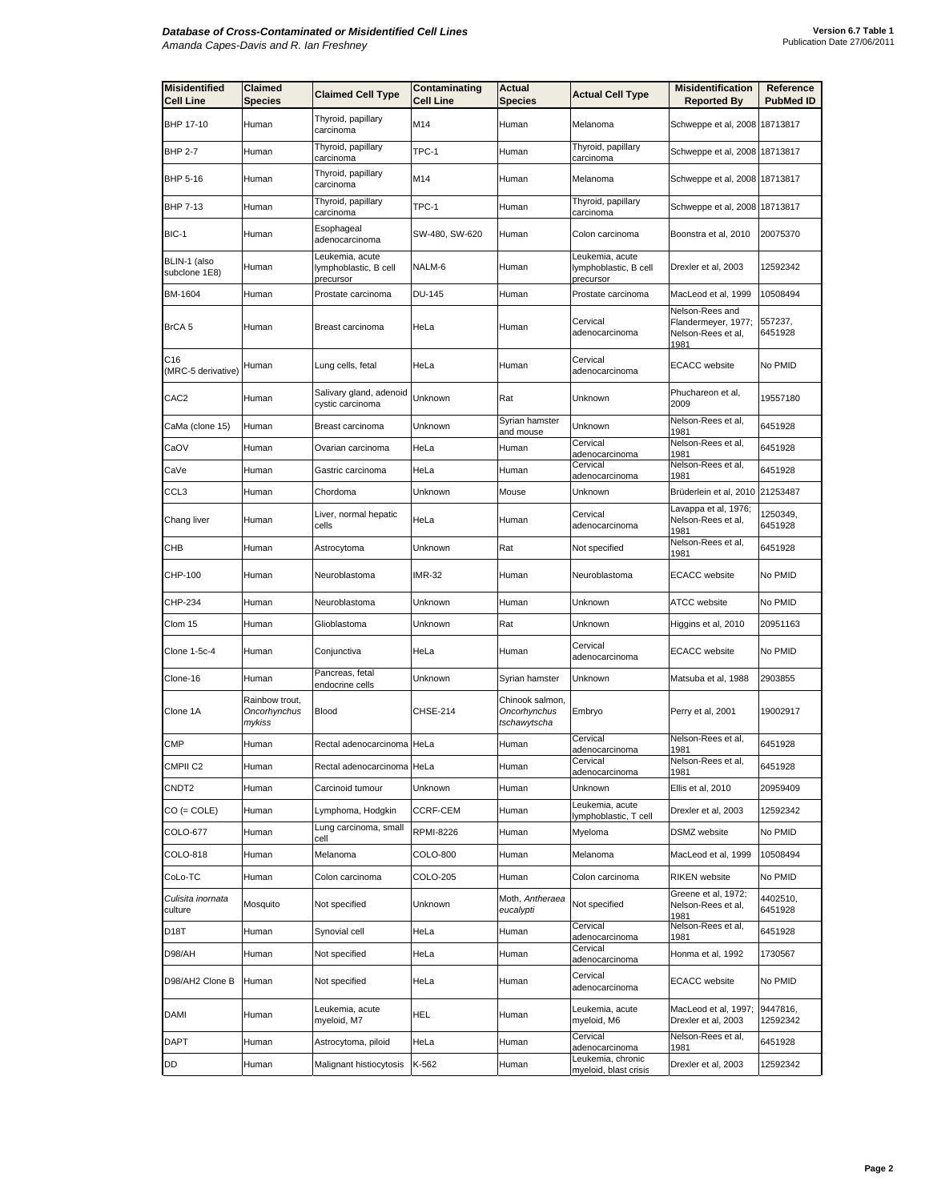| Misidentified Cell Line | Claimed Species | Claimed Cell Type | Contaminating Cell Line | Actual Species | Actual Cell Type | Misidentification Reported By | Reference PubMed ID |
|---|---|---|---|---|---|---|---|
| BHP 17-10 | Human | Thyroid, papillary carcinoma | M14 | Human | Melanoma | Schweppe et al, 2008 | 18713817 |
| BHP 2-7 | Human | Thyroid, papillary carcinoma | TPC-1 | Human | Thyroid, papillary carcinoma | Schweppe et al, 2008 | 18713817 |
| BHP 5-16 | Human | Thyroid, papillary carcinoma | M14 | Human | Melanoma | Schweppe et al, 2008 | 18713817 |
| BHP 7-13 | Human | Thyroid, papillary carcinoma | TPC-1 | Human | Thyroid, papillary carcinoma | Schweppe et al, 2008 | 18713817 |
| BIC-1 | Human | Esophageal adenocarcinoma | SW-480, SW-620 | Human | Colon carcinoma | Boonstra et al, 2010 | 20075370 |
| BLIN-1 (also subclone 1E8) | Human | Leukemia, acute lymphoblastic, B cell precursor | NALM-6 | Human | Leukemia, acute lymphoblastic, B cell precursor | Drexler et al, 2003 | 12592342 |
| BM-1604 | Human | Prostate carcinoma | DU-145 | Human | Prostate carcinoma | MacLeod et al, 1999 | 10508494 |
| BrCA 5 | Human | Breast carcinoma | HeLa | Human | Cervical adenocarcinoma | Nelson-Rees and Flandermeyer, 1977; Nelson-Rees et al, 1981 | 557237, 6451928 |
| C16 (MRC-5 derivative) | Human | Lung cells, fetal | HeLa | Human | Cervical adenocarcinoma | ECACC website | No PMID |
| CAC2 | Human | Salivary gland, adenoid cystic carcinoma | Unknown | Rat | Unknown | Phuchareon et al, 2009 | 19557180 |
| CaMa (clone 15) | Human | Breast carcinoma | Unknown | Syrian hamster and mouse | Unknown | Nelson-Rees et al, 1981 | 6451928 |
| CaOV | Human | Ovarian carcinoma | HeLa | Human | Cervical adenocarcinoma | Nelson-Rees et al, 1981 | 6451928 |
| CaVe | Human | Gastric carcinoma | HeLa | Human | Cervical adenocarcinoma | Nelson-Rees et al, 1981 | 6451928 |
| CCL3 | Human | Chordoma | Unknown | Mouse | Unknown | Brüderlein et al, 2010 | 21253487 |
| Chang liver | Human | Liver, normal hepatic cells | HeLa | Human | Cervical adenocarcinoma | Lavappa et al, 1976; Nelson-Rees et al, 1981 | 1250349, 6451928 |
| CHB | Human | Astrocytoma | Unknown | Rat | Not specified | Nelson-Rees et al, 1981 | 6451928 |
| CHP-100 | Human | Neuroblastoma | IMR-32 | Human | Neuroblastoma | ECACC website | No PMID |
| CHP-234 | Human | Neuroblastoma | Unknown | Human | Unknown | ATCC website | No PMID |
| Clom 15 | Human | Glioblastoma | Unknown | Rat | Unknown | Higgins et al, 2010 | 20951163 |
| Clone 1-5c-4 | Human | Conjunctiva | HeLa | Human | Cervical adenocarcinoma | ECACC website | No PMID |
| Clone-16 | Human | Pancreas, fetal endocrine cells | Unknown | Syrian hamster | Unknown | Matsuba et al, 1988 | 2903855 |
| Clone 1A | Rainbow trout, *Oncorhynchus mykiss* | Blood | CHSE-214 | Chinook salmon, *Oncorhynchus tschawytscha* | Embryo | Perry et al, 2001 | 19002917 |
| CMP | Human | Rectal adenocarcinoma | HeLa | Human | Cervical adenocarcinoma | Nelson-Rees et al, 1981 | 6451928 |
| CMPII C2 | Human | Rectal adenocarcinoma | HeLa | Human | Cervical adenocarcinoma | Nelson-Rees et al, 1981 | 6451928 |
| CNDT2 | Human | Carcinoid tumour | Unknown | Human | Unknown | Ellis et al, 2010 | 20959409 |
| CO (= COLE) | Human | Lymphoma, Hodgkin | CCRF-CEM | Human | Leukemia, acute lymphoblastic, T cell | Drexler et al, 2003 | 12592342 |
| COLO-677 | Human | Lung carcinoma, small cell | RPMI-8226 | Human | Myeloma | DSMZ website | No PMID |
| COLO-818 | Human | Melanoma | COLO-800 | Human | Melanoma | MacLeod et al, 1999 | 10508494 |
| CoLo-TC | Human | Colon carcinoma | COLO-205 | Human | Colon carcinoma | RIKEN website | No PMID |
| *Culisita inornata* culture | Mosquito | Not specified | Unknown | Moth, *Antheraea eucalypti* | Not specified | Greene et al, 1972; Nelson-Rees et al, 1981 | 4402510, 6451928 |
| D18T | Human | Synovial cell | HeLa | Human | Cervical adenocarcinoma | Nelson-Rees et al, 1981 | 6451928 |
| D98/AH | Human | Not specified | HeLa | Human | Cervical adenocarcinoma | Honma et al, 1992 | 1730567 |
| D98/AH2 Clone B | Human | Not specified | HeLa | Human | Cervical adenocarcinoma | ECACC website | No PMID |
| DAMI | Human | Leukemia, acute myeloid, M7 | HEL | Human | Leukemia, acute myeloid, M6 | MacLeod et al, 1997; Drexler et al, 2003 | 9447816, 12592342 |
| DAPT | Human | Astrocytoma, piloid | HeLa | Human | Cervical adenocarcinoma | Nelson-Rees et al, 1981 | 6451928 |
| DD | Human | Malignant histiocytosis | K-562 | Human | Leukemia, chronic myeloid, blast crisis | Drexler et al, 2003 | 12592342 |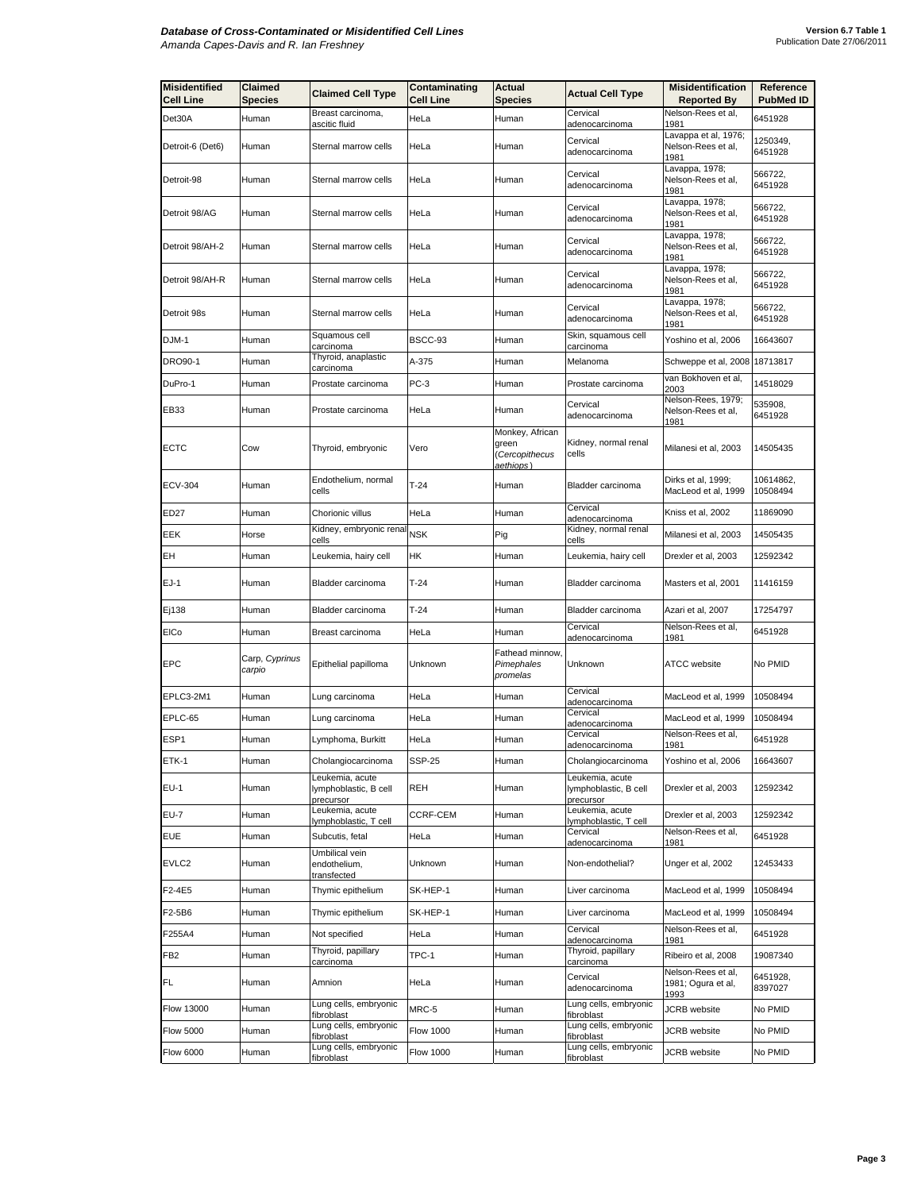| Misidentified Cell Line | Claimed Species | Claimed Cell Type | Contaminating Cell Line | Actual Species | Actual Cell Type | Misidentification Reported By | Reference PubMed ID |
|---|---|---|---|---|---|---|---|
| Det30A | Human | Breast carcinoma, ascitic fluid | HeLa | Human | Cervical adenocarcinoma | Nelson-Rees et al, 1981 | 6451928 |
| Detroit-6 (Det6) | Human | Sternal marrow cells | HeLa | Human | Cervical adenocarcinoma | Lavappa et al, 1976; Nelson-Rees et al, 1981 | 1250349, 6451928 |
| Detroit-98 | Human | Sternal marrow cells | HeLa | Human | Cervical adenocarcinoma | Lavappa, 1978; Nelson-Rees et al, 1981 | 566722, 6451928 |
| Detroit 98/AG | Human | Sternal marrow cells | HeLa | Human | Cervical adenocarcinoma | Lavappa, 1978; Nelson-Rees et al, 1981 | 566722, 6451928 |
| Detroit 98/AH-2 | Human | Sternal marrow cells | HeLa | Human | Cervical adenocarcinoma | Lavappa, 1978; Nelson-Rees et al, 1981 | 566722, 6451928 |
| Detroit 98/AH-R | Human | Sternal marrow cells | HeLa | Human | Cervical adenocarcinoma | Lavappa, 1978; Nelson-Rees et al, 1981 | 566722, 6451928 |
| Detroit 98s | Human | Sternal marrow cells | HeLa | Human | Cervical adenocarcinoma | Lavappa, 1978; Nelson-Rees et al, 1981 | 566722, 6451928 |
| DJM-1 | Human | Squamous cell carcinoma | BSCC-93 | Human | Skin, squamous cell carcinoma | Yoshino et al, 2006 | 16643607 |
| DRO90-1 | Human | Thyroid, anaplastic carcinoma | A-375 | Human | Melanoma | Schweppe et al, 2008 | 18713817 |
| DuPro-1 | Human | Prostate carcinoma | PC-3 | Human | Prostate carcinoma | van Bokhoven et al, 2003 | 14518029 |
| EB33 | Human | Prostate carcinoma | HeLa | Human | Cervical adenocarcinoma | Nelson-Rees, 1979; Nelson-Rees et al, 1981 | 535908, 6451928 |
| ECTC | Cow | Thyroid, embryonic | Vero | Monkey, African green (*Cercopithecus aethiops*) | Kidney, normal renal cells | Milanesi et al, 2003 | 14505435 |
| ECV-304 | Human | Endothelium, normal cells | T-24 | Human | Bladder carcinoma | Dirks et al, 1999; MacLeod et al, 1999 | 10614862, 10508494 |
| ED27 | Human | Chorionic villus | HeLa | Human | Cervical adenocarcinoma | Kniss et al, 2002 | 11869090 |
| EEK | Horse | Kidney, embryonic renal cells | NSK | Pig | Kidney, normal renal cells | Milanesi et al, 2003 | 14505435 |
| EH | Human | Leukemia, hairy cell | HK | Human | Leukemia, hairy cell | Drexler et al, 2003 | 12592342 |
| EJ-1 | Human | Bladder carcinoma | T-24 | Human | Bladder carcinoma | Masters et al, 2001 | 11416159 |
| Ej138 | Human | Bladder carcinoma | T-24 | Human | Bladder carcinoma | Azari et al, 2007 | 17254797 |
| ElCo | Human | Breast carcinoma | HeLa | Human | Cervical adenocarcinoma | Nelson-Rees et al, 1981 | 6451928 |
| EPC | Carp, *Cyprinus carpio* | Epithelial papilloma | Unknown | Fathead minnow, *Pimephales promelas* | Unknown | ATCC website | No PMID |
| EPLC3-2M1 | Human | Lung carcinoma | HeLa | Human | Cervical adenocarcinoma | MacLeod et al, 1999 | 10508494 |
| EPLC-65 | Human | Lung carcinoma | HeLa | Human | Cervical adenocarcinoma | MacLeod et al, 1999 | 10508494 |
| ESP1 | Human | Lymphoma, Burkitt | HeLa | Human | Cervical adenocarcinoma | Nelson-Rees et al, 1981 | 6451928 |
| ETK-1 | Human | Cholangiocarcinoma | SSP-25 | Human | Cholangiocarcinoma | Yoshino et al, 2006 | 16643607 |
| EU-1 | Human | Leukemia, acute lymphoblastic, B cell precursor | REH | Human | Leukemia, acute lymphoblastic, B cell precursor | Drexler et al, 2003 | 12592342 |
| EU-7 | Human | Leukemia, acute lymphoblastic, T cell | CCRF-CEM | Human | Leukemia, acute lymphoblastic, T cell | Drexler et al, 2003 | 12592342 |
| EUE | Human | Subcutis, fetal | HeLa | Human | Cervical adenocarcinoma | Nelson-Rees et al, 1981 | 6451928 |
| EVLC2 | Human | Umbilical vein endothelium, transfected | Unknown | Human | Non-endothelial? | Unger et al, 2002 | 12453433 |
| F2-4E5 | Human | Thymic epithelium | SK-HEP-1 | Human | Liver carcinoma | MacLeod et al, 1999 | 10508494 |
| F2-5B6 | Human | Thymic epithelium | SK-HEP-1 | Human | Liver carcinoma | MacLeod et al, 1999 | 10508494 |
| F255A4 | Human | Not specified | HeLa | Human | Cervical adenocarcinoma | Nelson-Rees et al, 1981 | 6451928 |
| FB2 | Human | Thyroid, papillary carcinoma | TPC-1 | Human | Thyroid, papillary carcinoma | Ribeiro et al, 2008 | 19087340 |
| FL | Human | Amnion | HeLa | Human | Cervical adenocarcinoma | Nelson-Rees et al, 1981; Ogura et al, 1993 | 6451928, 8397027 |
| Flow 13000 | Human | Lung cells, embryonic fibroblast | MRC-5 | Human | Lung cells, embryonic fibroblast | JCRB website | No PMID |
| Flow 5000 | Human | Lung cells, embryonic fibroblast | Flow 1000 | Human | Lung cells, embryonic fibroblast | JCRB website | No PMID |
| Flow 6000 | Human | Lung cells, embryonic fibroblast | Flow 1000 | Human | Lung cells, embryonic fibroblast | JCRB website | No PMID |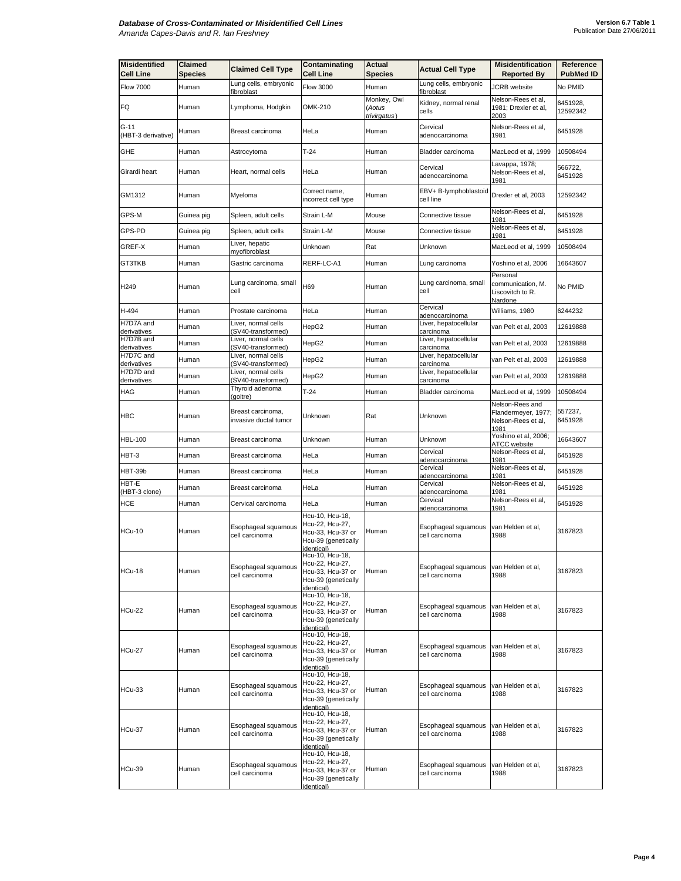| Misidentified Cell Line | Claimed Species | Claimed Cell Type | Contaminating Cell Line | Actual Species | Actual Cell Type | Misidentification Reported By | Reference PubMed ID |
|---|---|---|---|---|---|---|---|
| Flow 7000 | Human | Lung cells, embryonic fibroblast | Flow 3000 | Human | Lung cells, embryonic fibroblast | JCRB website | No PMID |
| FQ | Human | Lymphoma, Hodgkin | OMK-210 | Monkey, Owl (*Aotus trivirgatus*) | Kidney, normal renal cells | Nelson-Rees et al, 1981; Drexler et al, 2003 | 6451928, 12592342 |
| G-11 (HBT-3 derivative) | Human | Breast carcinoma | HeLa | Human | Cervical adenocarcinoma | Nelson-Rees et al, 1981 | 6451928 |
| GHE | Human | Astrocytoma | T-24 | Human | Bladder carcinoma | MacLeod et al, 1999 | 10508494 |
| Girardi heart | Human | Heart, normal cells | HeLa | Human | Cervical adenocarcinoma | Lavappa, 1978; Nelson-Rees et al, 1981 | 566722, 6451928 |
| GM1312 | Human | Myeloma | Correct name, incorrect cell type | Human | EBV+ B-lymphoblastoid cell line | Drexler et al, 2003 | 12592342 |
| GPS-M | Guinea pig | Spleen, adult cells | Strain L-M | Mouse | Connective tissue | Nelson-Rees et al, 1981 | 6451928 |
| GPS-PD | Guinea pig | Spleen, adult cells | Strain L-M | Mouse | Connective tissue | Nelson-Rees et al, 1981 | 6451928 |
| GREF-X | Human | Liver, hepatic myofibroblast | Unknown | Rat | Unknown | MacLeod et al, 1999 | 10508494 |
| GT3TKB | Human | Gastric carcinoma | RERF-LC-A1 | Human | Lung carcinoma | Yoshino et al, 2006 | 16643607 |
| H249 | Human | Lung carcinoma, small cell | H69 | Human | Lung carcinoma, small cell | Personal communication, M. Liscovitch to R. Nardone | No PMID |
| H-494 | Human | Prostate carcinoma | HeLa | Human | Cervical adenocarcinoma | Williams, 1980 | 6244232 |
| H7D7A and derivatives | Human | Liver, normal cells (SV40-transformed) | HepG2 | Human | Liver, hepatocellular carcinoma | van Pelt et al, 2003 | 12619888 |
| H7D7B and derivatives | Human | Liver, normal cells (SV40-transformed) | HepG2 | Human | Liver, hepatocellular carcinoma | van Pelt et al, 2003 | 12619888 |
| H7D7C and derivatives | Human | Liver, normal cells (SV40-transformed) | HepG2 | Human | Liver, hepatocellular carcinoma | van Pelt et al, 2003 | 12619888 |
| H7D7D and derivatives | Human | Liver, normal cells (SV40-transformed) | HepG2 | Human | Liver, hepatocellular carcinoma | van Pelt et al, 2003 | 12619888 |
| HAG | Human | Thyroid adenoma (goitre) | T-24 | Human | Bladder carcinoma | MacLeod et al, 1999 | 10508494 |
| HBC | Human | Breast carcinoma, invasive ductal tumor | Unknown | Rat | Unknown | Nelson-Rees and Flandermeyer, 1977; Nelson-Rees et al, 1981 | 557237, 6451928 |
| HBL-100 | Human | Breast carcinoma | Unknown | Human | Unknown | Yoshino et al, 2006; ATCC website | 16643607 |
| HBT-3 | Human | Breast carcinoma | HeLa | Human | Cervical adenocarcinoma | Nelson-Rees et al, 1981 | 6451928 |
| HBT-39b | Human | Breast carcinoma | HeLa | Human | Cervical adenocarcinoma | Nelson-Rees et al, 1981 | 6451928 |
| HBT-E (HBT-3 clone) | Human | Breast carcinoma | HeLa | Human | Cervical adenocarcinoma | Nelson-Rees et al, 1981 | 6451928 |
| HCE | Human | Cervical carcinoma | HeLa | Human | Cervical adenocarcinoma | Nelson-Rees et al, 1981 | 6451928 |
| HCu-10 | Human | Esophageal squamous cell carcinoma | Hcu-10, Hcu-18, Hcu-22, Hcu-27, Hcu-33, Hcu-37 or Hcu-39 (genetically identical) | Human | Esophageal squamous cell carcinoma | van Helden et al, 1988 | 3167823 |
| HCu-18 | Human | Esophageal squamous cell carcinoma | Hcu-10, Hcu-18, Hcu-22, Hcu-27, Hcu-33, Hcu-37 or Hcu-39 (genetically identical) | Human | Esophageal squamous cell carcinoma | van Helden et al, 1988 | 3167823 |
| HCu-22 | Human | Esophageal squamous cell carcinoma | Hcu-10, Hcu-18, Hcu-22, Hcu-27, Hcu-33, Hcu-37 or Hcu-39 (genetically identical) | Human | Esophageal squamous cell carcinoma | van Helden et al, 1988 | 3167823 |
| HCu-27 | Human | Esophageal squamous cell carcinoma | Hcu-10, Hcu-18, Hcu-22, Hcu-27, Hcu-33, Hcu-37 or Hcu-39 (genetically identical) | Human | Esophageal squamous cell carcinoma | van Helden et al, 1988 | 3167823 |
| HCu-33 | Human | Esophageal squamous cell carcinoma | Hcu-10, Hcu-18, Hcu-22, Hcu-27, Hcu-33, Hcu-37 or Hcu-39 (genetically identical) | Human | Esophageal squamous cell carcinoma | van Helden et al, 1988 | 3167823 |
| HCu-37 | Human | Esophageal squamous cell carcinoma | Hcu-10, Hcu-18, Hcu-22, Hcu-27, Hcu-33, Hcu-37 or Hcu-39 (genetically identical) | Human | Esophageal squamous cell carcinoma | van Helden et al, 1988 | 3167823 |
| HCu-39 | Human | Esophageal squamous cell carcinoma | Hcu-10, Hcu-18, Hcu-22, Hcu-27, Hcu-33, Hcu-37 or Hcu-39 (genetically identical) | Human | Esophageal squamous cell carcinoma | van Helden et al, 1988 | 3167823 |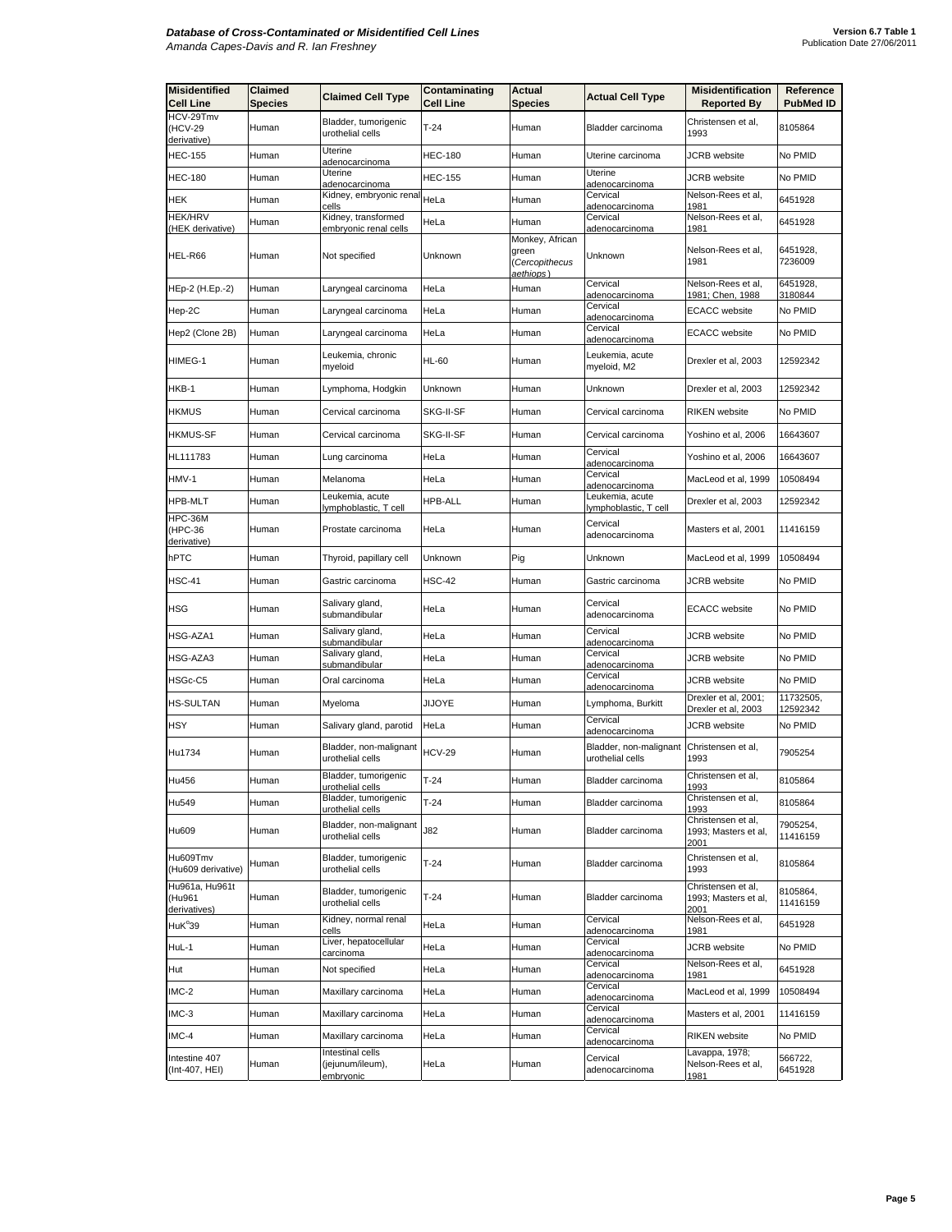| Misidentified Cell Line | Claimed Species | Claimed Cell Type | Contaminating Cell Line | Actual Species | Actual Cell Type | Misidentification Reported By | Reference PubMed ID |
|---|---|---|---|---|---|---|---|
| HCV-29Tmv (HCV-29 derivative) | Human | Bladder, tumorigenic urothelial cells | T-24 | Human | Bladder carcinoma | Christensen et al, 1993 | 8105864 |
| HEC-155 | Human | Uterine adenocarcinoma | HEC-180 | Human | Uterine carcinoma | JCRB website | No PMID |
| HEC-180 | Human | Uterine adenocarcinoma | HEC-155 | Human | Uterine adenocarcinoma | JCRB website | No PMID |
| HEK | Human | Kidney, embryonic renal cells | HeLa | Human | Cervical adenocarcinoma | Nelson-Rees et al, 1981 | 6451928 |
| HEK/HRV (HEK derivative) | Human | Kidney, transformed embryonic renal cells | HeLa | Human | Cervical adenocarcinoma | Nelson-Rees et al, 1981 | 6451928 |
| HEL-R66 | Human | Not specified | Unknown | Monkey, African green (*Cercopithecus aethiops*) | Unknown | Nelson-Rees et al, 1981 | 6451928, 7236009 |
| HEp-2 (H.Ep.-2) | Human | Laryngeal carcinoma | HeLa | Human | Cervical adenocarcinoma | Nelson-Rees et al, 1981; Chen, 1988 | 6451928, 3180844 |
| Hep-2C | Human | Laryngeal carcinoma | HeLa | Human | Cervical adenocarcinoma | ECACC website | No PMID |
| Hep2 (Clone 2B) | Human | Laryngeal carcinoma | HeLa | Human | Cervical adenocarcinoma | ECACC website | No PMID |
| HIMEG-1 | Human | Leukemia, chronic myeloid | HL-60 | Human | Leukemia, acute myeloid, M2 | Drexler et al, 2003 | 12592342 |
| HKB-1 | Human | Lymphoma, Hodgkin | Unknown | Human | Unknown | Drexler et al, 2003 | 12592342 |
| HKMUS | Human | Cervical carcinoma | SKG-II-SF | Human | Cervical carcinoma | RIKEN website | No PMID |
| HKMUS-SF | Human | Cervical carcinoma | SKG-II-SF | Human | Cervical carcinoma | Yoshino et al, 2006 | 16643607 |
| HL111783 | Human | Lung carcinoma | HeLa | Human | Cervical adenocarcinoma | Yoshino et al, 2006 | 16643607 |
| HMV-1 | Human | Melanoma | HeLa | Human | Cervical adenocarcinoma | MacLeod et al, 1999 | 10508494 |
| HPB-MLT | Human | Leukemia, acute lymphoblastic, T cell | HPB-ALL | Human | Leukemia, acute lymphoblastic, T cell | Drexler et al, 2003 | 12592342 |
| HPC-36M (HPC-36 derivative) | Human | Prostate carcinoma | HeLa | Human | Cervical adenocarcinoma | Masters et al, 2001 | 11416159 |
| hPTC | Human | Thyroid, papillary cell | Unknown | Pig | Unknown | MacLeod et al, 1999 | 10508494 |
| HSC-41 | Human | Gastric carcinoma | HSC-42 | Human | Gastric carcinoma | JCRB website | No PMID |
| HSG | Human | Salivary gland, submandibular | HeLa | Human | Cervical adenocarcinoma | ECACC website | No PMID |
| HSG-AZA1 | Human | Salivary gland, submandibular | HeLa | Human | Cervical adenocarcinoma | JCRB website | No PMID |
| HSG-AZA3 | Human | Salivary gland, submandibular | HeLa | Human | Cervical adenocarcinoma | JCRB website | No PMID |
| HSGc-C5 | Human | Oral carcinoma | HeLa | Human | Cervical adenocarcinoma | JCRB website | No PMID |
| HS-SULTAN | Human | Myeloma | JIJOYE | Human | Lymphoma, Burkitt | Drexler et al, 2001; Drexler et al, 2003 | 11732505, 12592342 |
| HSY | Human | Salivary gland, parotid | HeLa | Human | Cervical adenocarcinoma | JCRB website | No PMID |
| Hu1734 | Human | Bladder, non-malignant urothelial cells | HCV-29 | Human | Bladder, non-malignant urothelial cells | Christensen et al, 1993 | 7905254 |
| Hu456 | Human | Bladder, tumorigenic urothelial cells | T-24 | Human | Bladder carcinoma | Christensen et al, 1993 | 8105864 |
| Hu549 | Human | Bladder, tumorigenic urothelial cells | T-24 | Human | Bladder carcinoma | Christensen et al, 1993 | 8105864 |
| Hu609 | Human | Bladder, non-malignant urothelial cells | J82 | Human | Bladder carcinoma | Christensen et al, 1993; Masters et al, 2001 | 7905254, 11416159 |
| Hu609Tmv (Hu609 derivative) | Human | Bladder, tumorigenic urothelial cells | T-24 | Human | Bladder carcinoma | Christensen et al, 1993 | 8105864 |
| Hu961a, Hu961t (Hu961 derivatives) | Human | Bladder, tumorigenic urothelial cells | T-24 | Human | Bladder carcinoma | Christensen et al, 1993; Masters et al, 2001 | 8105864, 11416159 |
| HuK°39 | Human | Kidney, normal renal cells | HeLa | Human | Cervical adenocarcinoma | Nelson-Rees et al, 1981 | 6451928 |
| HuL-1 | Human | Liver, hepatocellular carcinoma | HeLa | Human | Cervical adenocarcinoma | JCRB website | No PMID |
| Hut | Human | Not specified | HeLa | Human | Cervical adenocarcinoma | Nelson-Rees et al, 1981 | 6451928 |
| IMC-2 | Human | Maxillary carcinoma | HeLa | Human | Cervical adenocarcinoma | MacLeod et al, 1999 | 10508494 |
| IMC-3 | Human | Maxillary carcinoma | HeLa | Human | Cervical adenocarcinoma | Masters et al, 2001 | 11416159 |
| IMC-4 | Human | Maxillary carcinoma | HeLa | Human | Cervical adenocarcinoma | RIKEN website | No PMID |
| Intestine 407 (Int-407, HEI) | Human | Intestinal cells (jejunum/ileum), embryonic | HeLa | Human | Cervical adenocarcinoma | Lavappa, 1978; Nelson-Rees et al, 1981 | 566722, 6451928 |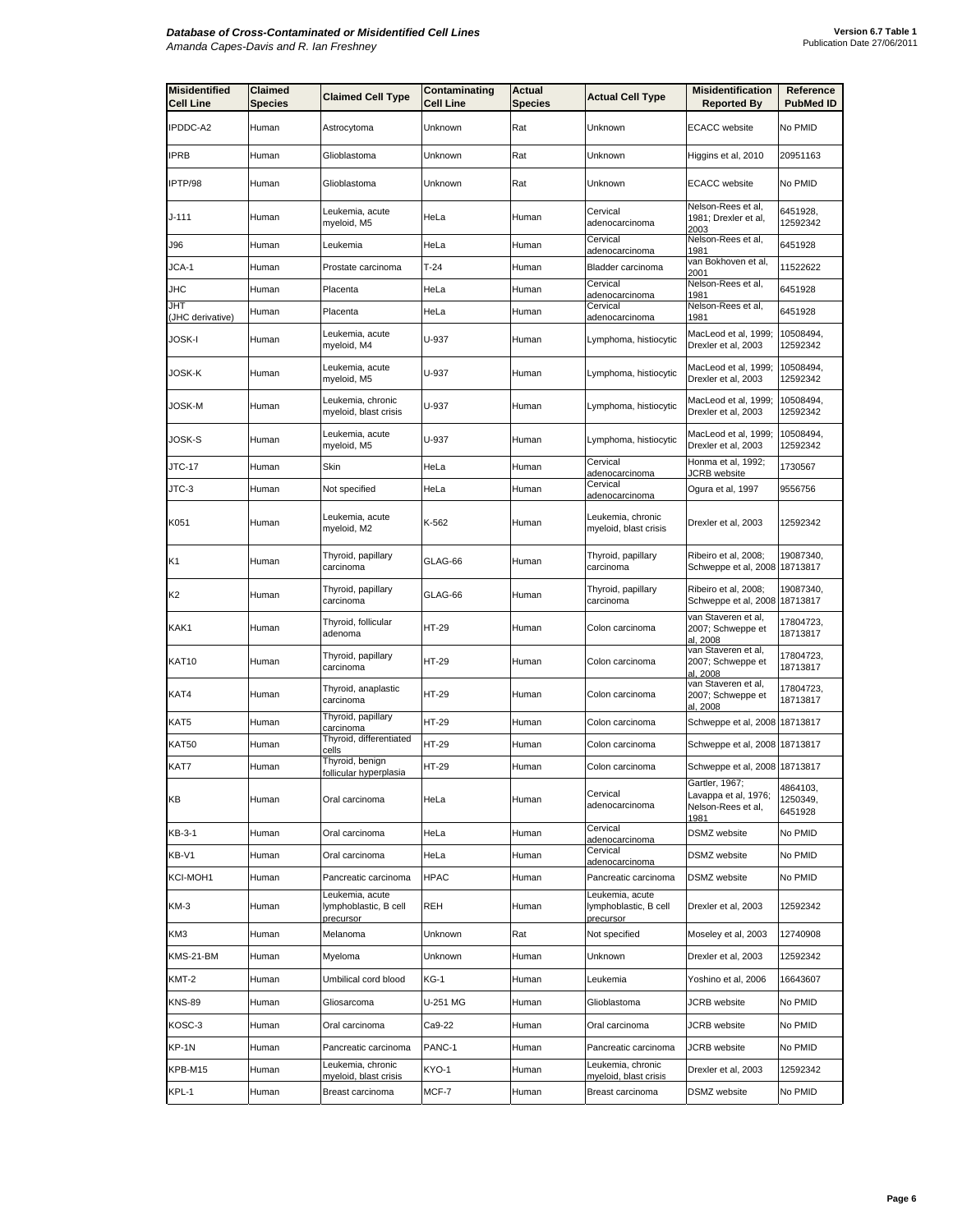| Misidentified Cell Line | Claimed Species | Claimed Cell Type | Contaminating Cell Line | Actual Species | Actual Cell Type | Misidentification Reported By | Reference PubMed ID |
|---|---|---|---|---|---|---|---|
| IPDDC-A2 | Human | Astrocytoma | Unknown | Rat | Unknown | ECACC website | No PMID |
| IPRB | Human | Glioblastoma | Unknown | Rat | Unknown | Higgins et al, 2010 | 20951163 |
| IPTP/98 | Human | Glioblastoma | Unknown | Rat | Unknown | ECACC website | No PMID |
| J-111 | Human | Leukemia, acute myeloid, M5 | HeLa | Human | Cervical adenocarcinoma | Nelson-Rees et al, 1981; Drexler et al, 2003 | 6451928, 12592342 |
| J96 | Human | Leukemia | HeLa | Human | Cervical adenocarcinoma | Nelson-Rees et al, 1981 | 6451928 |
| JCA-1 | Human | Prostate carcinoma | T-24 | Human | Bladder carcinoma | van Bokhoven et al, 2001 | 11522622 |
| JHC | Human | Placenta | HeLa | Human | Cervical adenocarcinoma | Nelson-Rees et al, 1981 | 6451928 |
| JHT (JHC derivative) | Human | Placenta | HeLa | Human | Cervical adenocarcinoma | Nelson-Rees et al, 1981 | 6451928 |
| JOSK-I | Human | Leukemia, acute myeloid, M4 | U-937 | Human | Lymphoma, histiocytic | MacLeod et al, 1999; Drexler et al, 2003 | 10508494, 12592342 |
| JOSK-K | Human | Leukemia, acute myeloid, M5 | U-937 | Human | Lymphoma, histiocytic | MacLeod et al, 1999; Drexler et al, 2003 | 10508494, 12592342 |
| JOSK-M | Human | Leukemia, chronic myeloid, blast crisis | U-937 | Human | Lymphoma, histiocytic | MacLeod et al, 1999; Drexler et al, 2003 | 10508494, 12592342 |
| JOSK-S | Human | Leukemia, acute myeloid, M5 | U-937 | Human | Lymphoma, histiocytic | MacLeod et al, 1999; Drexler et al, 2003 | 10508494, 12592342 |
| JTC-17 | Human | Skin | HeLa | Human | Cervical adenocarcinoma | Honma et al, 1992; JCRB website | 1730567 |
| JTC-3 | Human | Not specified | HeLa | Human | Cervical adenocarcinoma | Ogura et al, 1997 | 9556756 |
| K051 | Human | Leukemia, acute myeloid, M2 | K-562 | Human | Leukemia, chronic myeloid, blast crisis | Drexler et al, 2003 | 12592342 |
| K1 | Human | Thyroid, papillary carcinoma | GLAG-66 | Human | Thyroid, papillary carcinoma | Ribeiro et al, 2008; Schweppe et al, 2008 | 19087340, 18713817 |
| K2 | Human | Thyroid, papillary carcinoma | GLAG-66 | Human | Thyroid, papillary carcinoma | Ribeiro et al, 2008; Schweppe et al, 2008 | 19087340, 18713817 |
| KAK1 | Human | Thyroid, follicular adenoma | HT-29 | Human | Colon carcinoma | van Staveren et al, 2007; Schweppe et al, 2008 | 17804723, 18713817 |
| KAT10 | Human | Thyroid, papillary carcinoma | HT-29 | Human | Colon carcinoma | van Staveren et al, 2007; Schweppe et al, 2008 | 17804723, 18713817 |
| KAT4 | Human | Thyroid, anaplastic carcinoma | HT-29 | Human | Colon carcinoma | van Staveren et al, 2007; Schweppe et al, 2008 | 17804723, 18713817 |
| KAT5 | Human | Thyroid, papillary carcinoma | HT-29 | Human | Colon carcinoma | Schweppe et al, 2008 | 18713817 |
| KAT50 | Human | Thyroid, differentiated cells | HT-29 | Human | Colon carcinoma | Schweppe et al, 2008 | 18713817 |
| KAT7 | Human | Thyroid, benign follicular hyperplasia | HT-29 | Human | Colon carcinoma | Schweppe et al, 2008 | 18713817 |
| KB | Human | Oral carcinoma | HeLa | Human | Cervical adenocarcinoma | Gartler, 1967; Lavappa et al, 1976; Nelson-Rees et al, 1981 | 4864103, 1250349, 6451928 |
| KB-3-1 | Human | Oral carcinoma | HeLa | Human | Cervical adenocarcinoma | DSMZ website | No PMID |
| KB-V1 | Human | Oral carcinoma | HeLa | Human | Cervical adenocarcinoma | DSMZ website | No PMID |
| KCI-MOH1 | Human | Pancreatic carcinoma | HPAC | Human | Pancreatic carcinoma | DSMZ website | No PMID |
| KM-3 | Human | Leukemia, acute lymphoblastic, B cell precursor | REH | Human | Leukemia, acute lymphoblastic, B cell precursor | Drexler et al, 2003 | 12592342 |
| KM3 | Human | Melanoma | Unknown | Rat | Not specified | Moseley et al, 2003 | 12740908 |
| KMS-21-BM | Human | Myeloma | Unknown | Human | Unknown | Drexler et al, 2003 | 12592342 |
| KMT-2 | Human | Umbilical cord blood | KG-1 | Human | Leukemia | Yoshino et al, 2006 | 16643607 |
| KNS-89 | Human | Gliosarcoma | U-251 MG | Human | Glioblastoma | JCRB website | No PMID |
| KOSC-3 | Human | Oral carcinoma | Ca9-22 | Human | Oral carcinoma | JCRB website | No PMID |
| KP-1N | Human | Pancreatic carcinoma | PANC-1 | Human | Pancreatic carcinoma | JCRB website | No PMID |
| KPB-M15 | Human | Leukemia, chronic myeloid, blast crisis | KYO-1 | Human | Leukemia, chronic myeloid, blast crisis | Drexler et al, 2003 | 12592342 |
| KPL-1 | Human | Breast carcinoma | MCF-7 | Human | Breast carcinoma | DSMZ website | No PMID |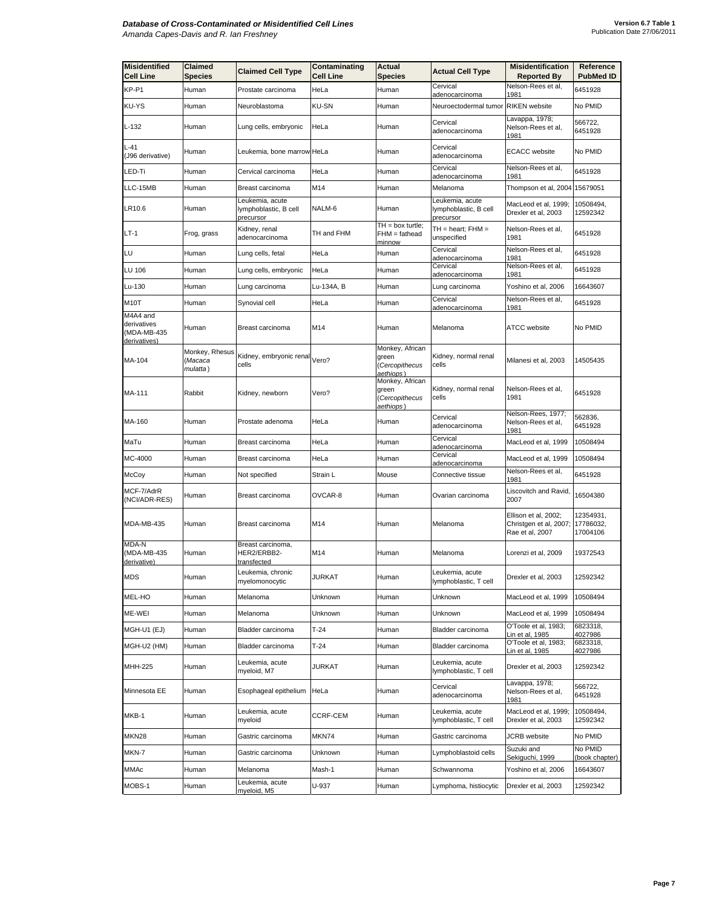| Misidentified Cell Line | Claimed Species | Claimed Cell Type | Contaminating Cell Line | Actual Species | Actual Cell Type | Misidentification Reported By | Reference PubMed ID |
|---|---|---|---|---|---|---|---|
| KP-P1 | Human | Prostate carcinoma | HeLa | Human | Cervical adenocarcinoma | Nelson-Rees et al, 1981 | 6451928 |
| KU-YS | Human | Neuroblastoma | KU-SN | Human | Neuroectodermal tumor | RIKEN website | No PMID |
| L-132 | Human | Lung cells, embryonic | HeLa | Human | Cervical adenocarcinoma | Lavappa, 1978; Nelson-Rees et al, 1981 | 566722, 6451928 |
| L-41 (J96 derivative) | Human | Leukemia, bone marrow | HeLa | Human | Cervical adenocarcinoma | ECACC website | No PMID |
| LED-Ti | Human | Cervical carcinoma | HeLa | Human | Cervical adenocarcinoma | Nelson-Rees et al, 1981 | 6451928 |
| LLC-15MB | Human | Breast carcinoma | M14 | Human | Melanoma | Thompson et al, 2004 | 15679051 |
| LR10.6 | Human | Leukemia, acute lymphoblastic, B cell precursor | NALM-6 | Human | Leukemia, acute lymphoblastic, B cell precursor | MacLeod et al, 1999; Drexler et al, 2003 | 10508494, 12592342 |
| LT-1 | Frog, grass | Kidney, renal adenocarcinoma | TH and FHM | TH = box turtle; FHM = fathead minnow | TH = heart; FHM = unspecified | Nelson-Rees et al, 1981 | 6451928 |
| LU | Human | Lung cells, fetal | HeLa | Human | Cervical adenocarcinoma | Nelson-Rees et al, 1981 | 6451928 |
| LU 106 | Human | Lung cells, embryonic | HeLa | Human | Cervical adenocarcinoma | Nelson-Rees et al, 1981 | 6451928 |
| Lu-130 | Human | Lung carcinoma | Lu-134A, B | Human | Lung carcinoma | Yoshino et al, 2006 | 16643607 |
| M10T | Human | Synovial cell | HeLa | Human | Cervical adenocarcinoma | Nelson-Rees et al, 1981 | 6451928 |
| M4A4 and derivatives (MDA-MB-435 derivatives) | Human | Breast carcinoma | M14 | Human | Melanoma | ATCC website | No PMID |
| MA-104 | Monkey, Rhesus (*Macaca mulatta*) | Kidney, embryonic renal cells | Vero? | Monkey, African green (*Cercopithecus aethiops*) | Kidney, normal renal cells | Milanesi et al, 2003 | 14505435 |
| MA-111 | Rabbit | Kidney, newborn | Vero? | Monkey, African green (*Cercopithecus aethiops*) | Kidney, normal renal cells | Nelson-Rees et al, 1981 | 6451928 |
| MA-160 | Human | Prostate adenoma | HeLa | Human | Cervical adenocarcinoma | Nelson-Rees, 1977; Nelson-Rees et al, 1981 | 562836, 6451928 |
| MaTu | Human | Breast carcinoma | HeLa | Human | Cervical adenocarcinoma | MacLeod et al, 1999 | 10508494 |
| MC-4000 | Human | Breast carcinoma | HeLa | Human | Cervical adenocarcinoma | MacLeod et al, 1999 | 10508494 |
| McCoy | Human | Not specified | Strain L | Mouse | Connective tissue | Nelson-Rees et al, 1981 | 6451928 |
| MCF-7/AdrR (NCI/ADR-RES) | Human | Breast carcinoma | OVCAR-8 | Human | Ovarian carcinoma | Liscovitch and Ravid, 2007 | 16504380 |
| MDA-MB-435 | Human | Breast carcinoma | M14 | Human | Melanoma | Ellison et al, 2002; Christgen et al, 2007; Rae et al, 2007 | 12354931, 17786032, 17004106 |
| MDA-N (MDA-MB-435 derivative) | Human | Breast carcinoma, HER2/ERBB2-transfected | M14 | Human | Melanoma | Lorenzi et al, 2009 | 19372543 |
| MDS | Human | Leukemia, chronic myelomonocytic | JURKAT | Human | Leukemia, acute lymphoblastic, T cell | Drexler et al, 2003 | 12592342 |
| MEL-HO | Human | Melanoma | Unknown | Human | Unknown | MacLeod et al, 1999 | 10508494 |
| ME-WEI | Human | Melanoma | Unknown | Human | Unknown | MacLeod et al, 1999 | 10508494 |
| MGH-U1 (EJ) | Human | Bladder carcinoma | T-24 | Human | Bladder carcinoma | O'Toole et al, 1983; Lin et al, 1985 | 6823318, 4027986 |
| MGH-U2 (HM) | Human | Bladder carcinoma | T-24 | Human | Bladder carcinoma | O'Toole et al, 1983; Lin et al, 1985 | 6823318, 4027986 |
| MHH-225 | Human | Leukemia, acute myeloid, M7 | JURKAT | Human | Leukemia, acute lymphoblastic, T cell | Drexler et al, 2003 | 12592342 |
| Minnesota EE | Human | Esophageal epithelium | HeLa | Human | Cervical adenocarcinoma | Lavappa, 1978; Nelson-Rees et al, 1981 | 566722, 6451928 |
| MKB-1 | Human | Leukemia, acute myeloid | CCRF-CEM | Human | Leukemia, acute lymphoblastic, T cell | MacLeod et al, 1999; Drexler et al, 2003 | 10508494, 12592342 |
| MKN28 | Human | Gastric carcinoma | MKN74 | Human | Gastric carcinoma | JCRB website | No PMID |
| MKN-7 | Human | Gastric carcinoma | Unknown | Human | Lymphoblastoid cells | Suzuki and Sekiguchi, 1999 | No PMID (book chapter) |
| MMAc | Human | Melanoma | Mash-1 | Human | Schwannoma | Yoshino et al, 2006 | 16643607 |
| MOBS-1 | Human | Leukemia, acute myeloid, M5 | U-937 | Human | Lymphoma, histiocytic | Drexler et al, 2003 | 12592342 |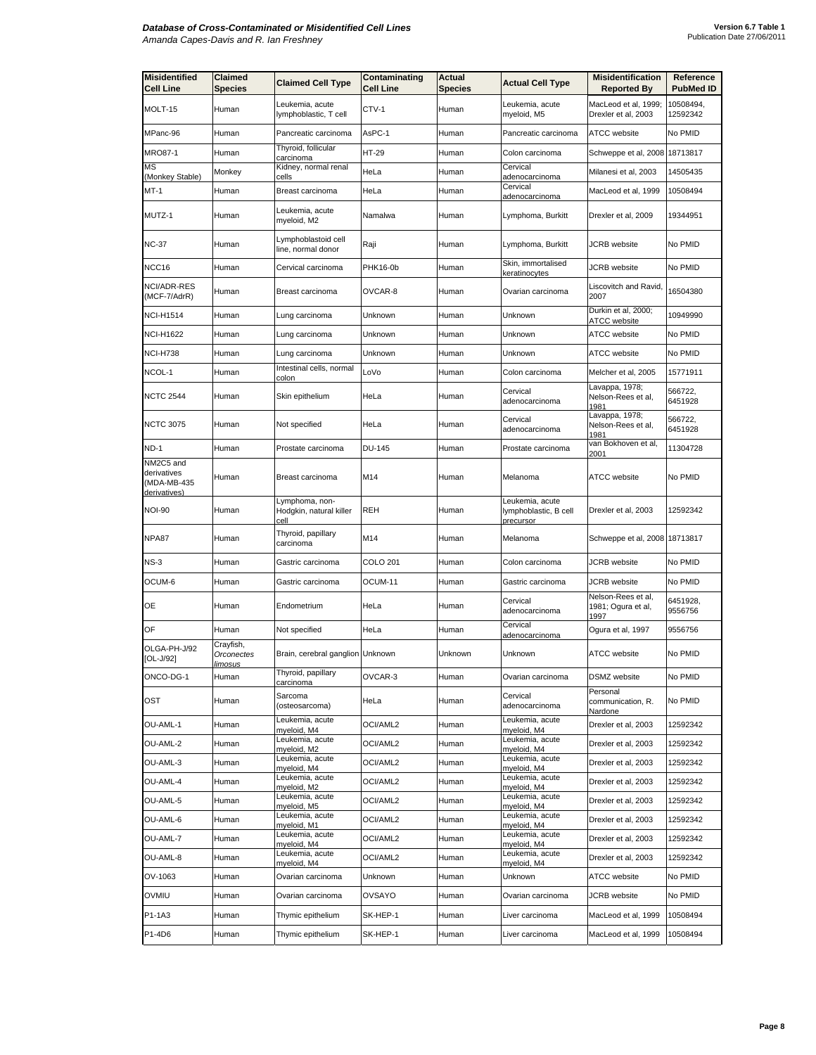| Misidentified Cell Line | Claimed Species | Claimed Cell Type | Contaminating Cell Line | Actual Species | Actual Cell Type | Misidentification Reported By | Reference PubMed ID |
|---|---|---|---|---|---|---|---|
| MOLT-15 | Human | Leukemia, acute lymphoblastic, T cell | CTV-1 | Human | Leukemia, acute myeloid, M5 | MacLeod et al, 1999; Drexler et al, 2003 | 10508494, 12592342 |
| MPanc-96 | Human | Pancreatic carcinoma | AsPC-1 | Human | Pancreatic carcinoma | ATCC website | No PMID |
| MRO87-1 | Human | Thyroid, follicular carcinoma | HT-29 | Human | Colon carcinoma | Schweppe et al, 2008 | 18713817 |
| MS (Monkey Stable) | Monkey | Kidney, normal renal cells | HeLa | Human | Cervical adenocarcinoma | Milanesi et al, 2003 | 14505435 |
| MT-1 | Human | Breast carcinoma | HeLa | Human | Cervical adenocarcinoma | MacLeod et al, 1999 | 10508494 |
| MUTZ-1 | Human | Leukemia, acute myeloid, M2 | Namalwa | Human | Lymphoma, Burkitt | Drexler et al, 2009 | 19344951 |
| NC-37 | Human | Lymphoblastoid cell line, normal donor | Raji | Human | Lymphoma, Burkitt | JCRB website | No PMID |
| NCC16 | Human | Cervical carcinoma | PHK16-0b | Human | Skin, immortalised keratinocytes | JCRB website | No PMID |
| NCI/ADR-RES (MCF-7/AdrR) | Human | Breast carcinoma | OVCAR-8 | Human | Ovarian carcinoma | Liscovitch and Ravid, 2007 | 16504380 |
| NCI-H1514 | Human | Lung carcinoma | Unknown | Human | Unknown | Durkin et al, 2000; ATCC website | 10949990 |
| NCI-H1622 | Human | Lung carcinoma | Unknown | Human | Unknown | ATCC website | No PMID |
| NCI-H738 | Human | Lung carcinoma | Unknown | Human | Unknown | ATCC website | No PMID |
| NCOL-1 | Human | Intestinal cells, normal colon | LoVo | Human | Colon carcinoma | Melcher et al, 2005 | 15771911 |
| NCTC 2544 | Human | Skin epithelium | HeLa | Human | Cervical adenocarcinoma | Lavappa, 1978; Nelson-Rees et al, 1981 | 566722, 6451928 |
| NCTC 3075 | Human | Not specified | HeLa | Human | Cervical adenocarcinoma | Lavappa, 1978; Nelson-Rees et al, 1981 | 566722, 6451928 |
| ND-1 | Human | Prostate carcinoma | DU-145 | Human | Prostate carcinoma | van Bokhoven et al, 2001 | 11304728 |
| NM2C5 and derivatives (MDA-MB-435 derivatives) | Human | Breast carcinoma | M14 | Human | Melanoma | ATCC website | No PMID |
| NOI-90 | Human | Lymphoma, non-Hodgkin, natural killer cell | REH | Human | Leukemia, acute lymphoblastic, B cell precursor | Drexler et al, 2003 | 12592342 |
| NPA87 | Human | Thyroid, papillary carcinoma | M14 | Human | Melanoma | Schweppe et al, 2008 | 18713817 |
| NS-3 | Human | Gastric carcinoma | COLO 201 | Human | Colon carcinoma | JCRB website | No PMID |
| OCUM-6 | Human | Gastric carcinoma | OCUM-11 | Human | Gastric carcinoma | JCRB website | No PMID |
| OE | Human | Endometrium | HeLa | Human | Cervical adenocarcinoma | Nelson-Rees et al, 1981; Ogura et al, 1997 | 6451928, 9556756 |
| OF | Human | Not specified | HeLa | Human | Cervical adenocarcinoma | Ogura et al, 1997 | 9556756 |
| OLGA-PH-J/92 [OL-J/92] | Crayfish, *Orconectes limosus* | Brain, cerebral ganglion | Unknown | Unknown | Unknown | ATCC website | No PMID |
| ONCO-DG-1 | Human | Thyroid, papillary carcinoma | OVCAR-3 | Human | Ovarian carcinoma | DSMZ website | No PMID |
| OST | Human | Sarcoma (osteosarcoma) | HeLa | Human | Cervical adenocarcinoma | Personal communication, R. Nardone | No PMID |
| OU-AML-1 | Human | Leukemia, acute myeloid, M4 | OCI/AML2 | Human | Leukemia, acute myeloid, M4 | Drexler et al, 2003 | 12592342 |
| OU-AML-2 | Human | Leukemia, acute myeloid, M2 | OCI/AML2 | Human | Leukemia, acute myeloid, M4 | Drexler et al, 2003 | 12592342 |
| OU-AML-3 | Human | Leukemia, acute myeloid, M4 | OCI/AML2 | Human | Leukemia, acute myeloid, M4 | Drexler et al, 2003 | 12592342 |
| OU-AML-4 | Human | Leukemia, acute myeloid, M2 | OCI/AML2 | Human | Leukemia, acute myeloid, M4 | Drexler et al, 2003 | 12592342 |
| OU-AML-5 | Human | Leukemia, acute myeloid, M5 | OCI/AML2 | Human | Leukemia, acute myeloid, M4 | Drexler et al, 2003 | 12592342 |
| OU-AML-6 | Human | Leukemia, acute myeloid, M1 | OCI/AML2 | Human | Leukemia, acute myeloid, M4 | Drexler et al, 2003 | 12592342 |
| OU-AML-7 | Human | Leukemia, acute myeloid, M4 | OCI/AML2 | Human | Leukemia, acute myeloid, M4 | Drexler et al, 2003 | 12592342 |
| OU-AML-8 | Human | Leukemia, acute myeloid, M4 | OCI/AML2 | Human | Leukemia, acute myeloid, M4 | Drexler et al, 2003 | 12592342 |
| OV-1063 | Human | Ovarian carcinoma | Unknown | Human | Unknown | ATCC website | No PMID |
| OVMIU | Human | Ovarian carcinoma | OVSAYO | Human | Ovarian carcinoma | JCRB website | No PMID |
| P1-1A3 | Human | Thymic epithelium | SK-HEP-1 | Human | Liver carcinoma | MacLeod et al, 1999 | 10508494 |
| P1-4D6 | Human | Thymic epithelium | SK-HEP-1 | Human | Liver carcinoma | MacLeod et al, 1999 | 10508494 |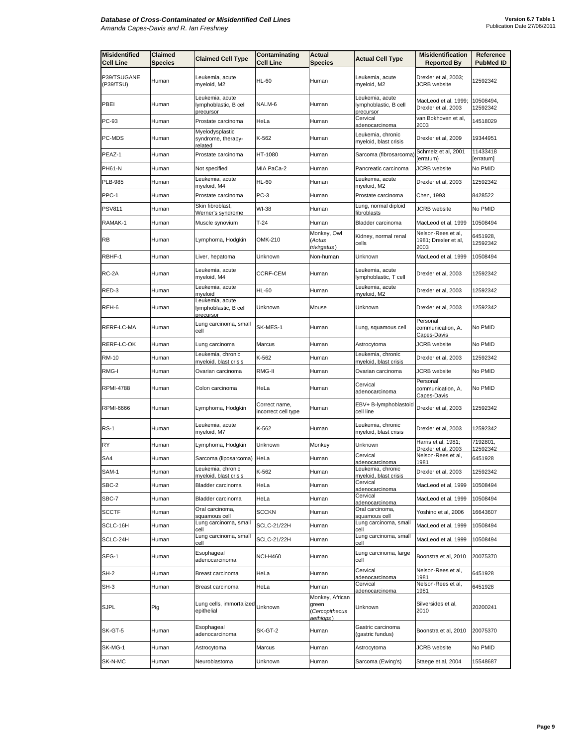| Misidentified Cell Line | Claimed Species | Claimed Cell Type | Contaminating Cell Line | Actual Species | Actual Cell Type | Misidentification Reported By | Reference PubMed ID |
|---|---|---|---|---|---|---|---|
| P39/TSUGANE (P39/TSU) | Human | Leukemia, acute myeloid, M2 | HL-60 | Human | Leukemia, acute myeloid, M2 | Drexler et al, 2003; JCRB website | 12592342 |
| PBEI | Human | Leukemia, acute lymphoblastic, B cell precursor | NALM-6 | Human | Leukemia, acute lymphoblastic, B cell precursor | MacLeod et al, 1999; Drexler et al, 2003 | 10508494, 12592342 |
| PC-93 | Human | Prostate carcinoma | HeLa | Human | Cervical adenocarcinoma | van Bokhoven et al, 2003 | 14518029 |
| PC-MDS | Human | Myelodysplastic syndrome, therapy-related | K-562 | Human | Leukemia, chronic myeloid, blast crisis | Drexler et al, 2009 | 19344951 |
| PEAZ-1 | Human | Prostate carcinoma | HT-1080 | Human | Sarcoma (fibrosarcoma) | Schmelz et al, 2001 [erratum} | 11433418 [erratum] |
| PH61-N | Human | Not specified | MIA PaCa-2 | Human | Pancreatic carcinoma | JCRB website | No PMID |
| PLB-985 | Human | Leukemia, acute myeloid, M4 | HL-60 | Human | Leukemia, acute myeloid, M2 | Drexler et al, 2003 | 12592342 |
| PPC-1 | Human | Prostate carcinoma | PC-3 | Human | Prostate carcinoma | Chen, 1993 | 8428522 |
| PSV811 | Human | Skin fibroblast, Werner's syndrome | WI-38 | Human | Lung, normal diploid fibroblasts | JCRB website | No PMID |
| RAMAK-1 | Human | Muscle synovium | T-24 | Human | Bladder carcinoma | MacLeod et al, 1999 | 10508494 |
| RB | Human | Lymphoma, Hodgkin | OMK-210 | Monkey, Owl (*Aotus trivirgatus*) | Kidney, normal renal cells | Nelson-Rees et al, 1981; Drexler et al, 2003 | 6451928, 12592342 |
| RBHF-1 | Human | Liver, hepatoma | Unknown | Non-human | Unknown | MacLeod et al, 1999 | 10508494 |
| RC-2A | Human | Leukemia, acute myeloid, M4 | CCRF-CEM | Human | Leukemia, acute lymphoblastic, T cell | Drexler et al, 2003 | 12592342 |
| RED-3 | Human | Leukemia, acute myeloid | HL-60 | Human | Leukemia, acute myeloid, M2 | Drexler et al, 2003 | 12592342 |
| REH-6 | Human | Leukemia, acute lymphoblastic, B cell precursor | Unknown | Mouse | Unknown | Drexler et al, 2003 | 12592342 |
| RERF-LC-MA | Human | Lung carcinoma, small cell | SK-MES-1 | Human | Lung, squamous cell | Personal communication, A. Capes-Davis | No PMID |
| RERF-LC-OK | Human | Lung carcinoma | Marcus | Human | Astrocytoma | JCRB website | No PMID |
| RM-10 | Human | Leukemia, chronic myeloid, blast crisis | K-562 | Human | Leukemia, chronic myeloid, blast crisis | Drexler et al, 2003 | 12592342 |
| RMG-I | Human | Ovarian carcinoma | RMG-II | Human | Ovarian carcinoma | JCRB website | No PMID |
| RPMI-4788 | Human | Colon carcinoma | HeLa | Human | Cervical adenocarcinoma | Personal communication, A. Capes-Davis | No PMID |
| RPMI-6666 | Human | Lymphoma, Hodgkin | Correct name, incorrect cell type | Human | EBV+ B-lymphoblastoid cell line | Drexler et al, 2003 | 12592342 |
| RS-1 | Human | Leukemia, acute myeloid, M7 | K-562 | Human | Leukemia, chronic myeloid, blast crisis | Drexler et al, 2003 | 12592342 |
| RY | Human | Lymphoma, Hodgkin | Unknown | Monkey | Unknown | Harris et al, 1981; Drexler et al, 2003 | 7192801, 12592342 |
| SA4 | Human | Sarcoma (liposarcoma) | HeLa | Human | Cervical adenocarcinoma | Nelson-Rees et al, 1981 | 6451928 |
| SAM-1 | Human | Leukemia, chronic myeloid, blast crisis | K-562 | Human | Leukemia, chronic myeloid, blast crisis | Drexler et al, 2003 | 12592342 |
| SBC-2 | Human | Bladder carcinoma | HeLa | Human | Cervical adenocarcinoma | MacLeod et al, 1999 | 10508494 |
| SBC-7 | Human | Bladder carcinoma | HeLa | Human | Cervical adenocarcinoma | MacLeod et al, 1999 | 10508494 |
| SCCTF | Human | Oral carcinoma, squamous cell | SCCKN | Human | Oral carcinoma, squamous cell | Yoshino et al, 2006 | 16643607 |
| SCLC-16H | Human | Lung carcinoma, small cell | SCLC-21/22H | Human | Lung carcinoma, small cell | MacLeod et al, 1999 | 10508494 |
| SCLC-24H | Human | Lung carcinoma, small cell | SCLC-21/22H | Human | Lung carcinoma, small cell | MacLeod et al, 1999 | 10508494 |
| SEG-1 | Human | Esophageal adenocarcinoma | NCI-H460 | Human | Lung carcinoma, large cell | Boonstra et al, 2010 | 20075370 |
| SH-2 | Human | Breast carcinoma | HeLa | Human | Cervical adenocarcinoma | Nelson-Rees et al, 1981 | 6451928 |
| SH-3 | Human | Breast carcinoma | HeLa | Human | Cervical adenocarcinoma | Nelson-Rees et al, 1981 | 6451928 |
| SJPL | Pig | Lung cells, immortalized epithelial | Unknown | Monkey, African green (*Cercopithecus aethiops*) | Unknown | Silversides et al, 2010 | 20200241 |
| SK-GT-5 | Human | Esophageal adenocarcinoma | SK-GT-2 | Human | Gastric carcinoma (gastric fundus) | Boonstra et al, 2010 | 20075370 |
| SK-MG-1 | Human | Astrocytoma | Marcus | Human | Astrocytoma | JCRB website | No PMID |
| SK-N-MC | Human | Neuroblastoma | Unknown | Human | Sarcoma (Ewing's) | Staege et al, 2004 | 15548687 |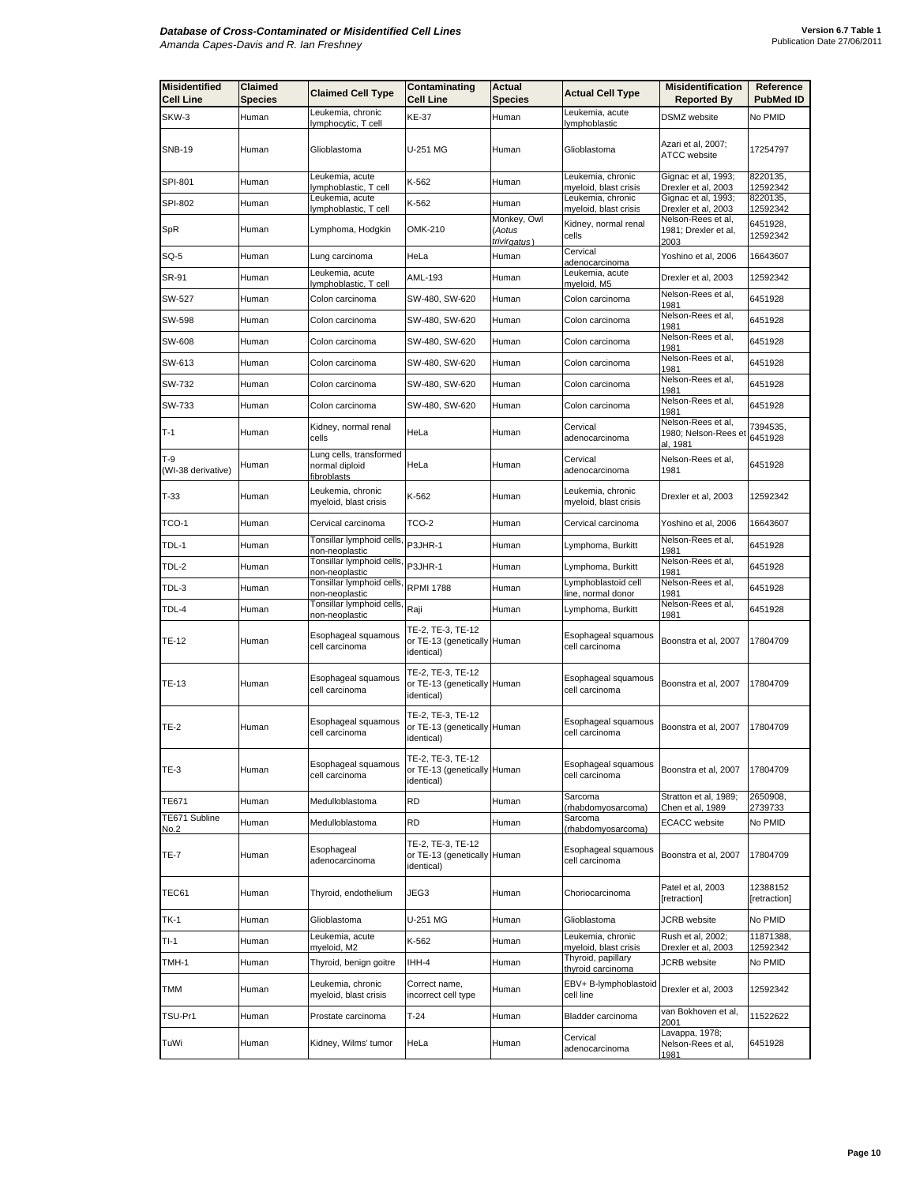| Misidentified Cell Line | Claimed Species | Claimed Cell Type | Contaminating Cell Line | Actual Species | Actual Cell Type | Misidentification Reported By | Reference PubMed ID |
|---|---|---|---|---|---|---|---|
| SKW-3 | Human | Leukemia, chronic lymphocytic, T cell | KE-37 | Human | Leukemia, acute lymphoblastic | DSMZ website | No PMID |
| SNB-19 | Human | Glioblastoma | U-251 MG | Human | Glioblastoma | Azari et al, 2007; ATCC website | 17254797 |
| SPI-801 | Human | Leukemia, acute lymphoblastic, T cell | K-562 | Human | Leukemia, chronic myeloid, blast crisis | Gignac et al, 1993; Drexler et al, 2003 | 8220135, 12592342 |
| SPI-802 | Human | Leukemia, acute lymphoblastic, T cell | K-562 | Human | Leukemia, chronic myeloid, blast crisis | Gignac et al, 1993; Drexler et al, 2003 | 8220135, 12592342 |
| SpR | Human | Lymphoma, Hodgkin | OMK-210 | Monkey, Owl (*Aotus trivirgatus*) | Kidney, normal renal cells | Nelson-Rees et al, 1981; Drexler et al, 2003 | 6451928, 12592342 |
| SQ-5 | Human | Lung carcinoma | HeLa | Human | Cervical adenocarcinoma | Yoshino et al, 2006 | 16643607 |
| SR-91 | Human | Leukemia, acute lymphoblastic, T cell | AML-193 | Human | Leukemia, acute myeloid, M5 | Drexler et al, 2003 | 12592342 |
| SW-527 | Human | Colon carcinoma | SW-480, SW-620 | Human | Colon carcinoma | Nelson-Rees et al, 1981 | 6451928 |
| SW-598 | Human | Colon carcinoma | SW-480, SW-620 | Human | Colon carcinoma | Nelson-Rees et al, 1981 | 6451928 |
| SW-608 | Human | Colon carcinoma | SW-480, SW-620 | Human | Colon carcinoma | Nelson-Rees et al, 1981 | 6451928 |
| SW-613 | Human | Colon carcinoma | SW-480, SW-620 | Human | Colon carcinoma | Nelson-Rees et al, 1981 | 6451928 |
| SW-732 | Human | Colon carcinoma | SW-480, SW-620 | Human | Colon carcinoma | Nelson-Rees et al, 1981 | 6451928 |
| SW-733 | Human | Colon carcinoma | SW-480, SW-620 | Human | Colon carcinoma | Nelson-Rees et al, 1981 | 6451928 |
| T-1 | Human | Kidney, normal renal cells | HeLa | Human | Cervical adenocarcinoma | Nelson-Rees et al, 1980; Nelson-Rees et al, 1981 | 7394535, 6451928 |
| T-9 (WI-38 derivative) | Human | Lung cells, transformed normal diploid fibroblasts | HeLa | Human | Cervical adenocarcinoma | Nelson-Rees et al, 1981 | 6451928 |
| T-33 | Human | Leukemia, chronic myeloid, blast crisis | K-562 | Human | Leukemia, chronic myeloid, blast crisis | Drexler et al, 2003 | 12592342 |
| TCO-1 | Human | Cervical carcinoma | TCO-2 | Human | Cervical carcinoma | Yoshino et al, 2006 | 16643607 |
| TDL-1 | Human | Tonsillar lymphoid cells, non-neoplastic | P3JHR-1 | Human | Lymphoma, Burkitt | Nelson-Rees et al, 1981 | 6451928 |
| TDL-2 | Human | Tonsillar lymphoid cells, non-neoplastic | P3JHR-1 | Human | Lymphoma, Burkitt | Nelson-Rees et al, 1981 | 6451928 |
| TDL-3 | Human | Tonsillar lymphoid cells, non-neoplastic | RPMI 1788 | Human | Lymphoblastoid cell line, normal donor | Nelson-Rees et al, 1981 | 6451928 |
| TDL-4 | Human | Tonsillar lymphoid cells, non-neoplastic | Raji | Human | Lymphoma, Burkitt | Nelson-Rees et al, 1981 | 6451928 |
| TE-12 | Human | Esophageal squamous cell carcinoma | TE-2, TE-3, TE-12 or TE-13 (genetically identical) | Human | Esophageal squamous cell carcinoma | Boonstra et al, 2007 | 17804709 |
| TE-13 | Human | Esophageal squamous cell carcinoma | TE-2, TE-3, TE-12 or TE-13 (genetically identical) | Human | Esophageal squamous cell carcinoma | Boonstra et al, 2007 | 17804709 |
| TE-2 | Human | Esophageal squamous cell carcinoma | TE-2, TE-3, TE-12 or TE-13 (genetically identical) | Human | Esophageal squamous cell carcinoma | Boonstra et al, 2007 | 17804709 |
| TE-3 | Human | Esophageal squamous cell carcinoma | TE-2, TE-3, TE-12 or TE-13 (genetically identical) | Human | Esophageal squamous cell carcinoma | Boonstra et al, 2007 | 17804709 |
| TE671 | Human | Medulloblastoma | RD | Human | Sarcoma (rhabdomyosarcoma) | Stratton et al, 1989; Chen et al, 1989 | 2650908, 2739733 |
| TE671 Subline No.2 | Human | Medulloblastoma | RD | Human | Sarcoma (rhabdomyosarcoma) | ECACC website | No PMID |
| TE-7 | Human | Esophageal adenocarcinoma | TE-2, TE-3, TE-12 or TE-13 (genetically identical) | Human | Esophageal squamous cell carcinoma | Boonstra et al, 2007 | 17804709 |
| TEC61 | Human | Thyroid, endothelium | JEG3 | Human | Choriocarcinoma | Patel et al, 2003 [retraction] | 12388152 [retraction] |
| TK-1 | Human | Glioblastoma | U-251 MG | Human | Glioblastoma | JCRB website | No PMID |
| TI-1 | Human | Leukemia, acute myeloid, M2 | K-562 | Human | Leukemia, chronic myeloid, blast crisis | Rush et al, 2002; Drexler et al, 2003 | 11871388, 12592342 |
| TMH-1 | Human | Thyroid, benign goitre | IHH-4 | Human | Thyroid, papillary thyroid carcinoma | JCRB website | No PMID |
| TMM | Human | Leukemia, chronic myeloid, blast crisis | Correct name, incorrect cell type | Human | EBV+ B-lymphoblastoid cell line | Drexler et al, 2003 | 12592342 |
| TSU-Pr1 | Human | Prostate carcinoma | T-24 | Human | Bladder carcinoma | van Bokhoven et al, 2001 | 11522622 |
| TuWi | Human | Kidney, Wilms' tumor | HeLa | Human | Cervical adenocarcinoma | Lavappa, 1978; Nelson-Rees et al, 1981 | 6451928 |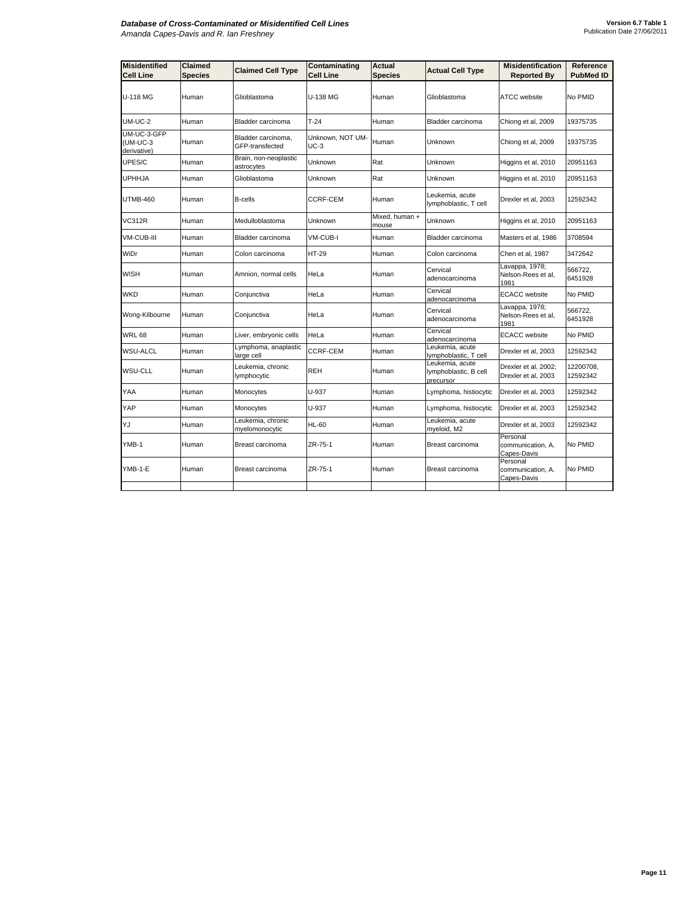| Misidentified Cell Line | Claimed Species | Claimed Cell Type | Contaminating Cell Line | Actual Species | Actual Cell Type | Misidentification Reported By | Reference PubMed ID |
|---|---|---|---|---|---|---|---|
| U-118 MG | Human | Glioblastoma | U-138 MG | Human | Glioblastoma | ATCC website | No PMID |
| UM-UC-2 | Human | Bladder carcinoma | T-24 | Human | Bladder carcinoma | Chiong et al, 2009 | 19375735 |
| UM-UC-3-GFP (UM-UC-3 derivative) | Human | Bladder carcinoma, GFP-transfected | Unknown, NOT UM-UC-3 | Human | Unknown | Chiong et al, 2009 | 19375735 |
| UPES/C | Human | Brain, non-neoplastic astrocytes | Unknown | Rat | Unknown | Higgins et al, 2010 | 20951163 |
| UPHHJA | Human | Glioblastoma | Unknown | Rat | Unknown | Higgins et al, 2010 | 20951163 |
| UTMB-460 | Human | B-cells | CCRF-CEM | Human | Leukemia, acute lymphoblastic, T cell | Drexler et al, 2003 | 12592342 |
| VC312R | Human | Medulloblastoma | Unknown | Mixed, human + mouse | Unknown | Higgins et al, 2010 | 20951163 |
| VM-CUB-III | Human | Bladder carcinoma | VM-CUB-I | Human | Bladder carcinoma | Masters et al, 1986 | 3708594 |
| WiDr | Human | Colon carcinoma | HT-29 | Human | Colon carcinoma | Chen et al, 1987 | 3472642 |
| WISH | Human | Amnion, normal cells | HeLa | Human | Cervical adenocarcinoma | Lavappa, 1978; Nelson-Rees et al, 1981 | 566722, 6451928 |
| WKD | Human | Conjunctiva | HeLa | Human | Cervical adenocarcinoma | ECACC website | No PMID |
| Wong-Kilbourne | Human | Conjunctiva | HeLa | Human | Cervical adenocarcinoma | Lavappa, 1978; Nelson-Rees et al, 1981 | 566722, 6451928 |
| WRL 68 | Human | Liver, embryonic cells | HeLa | Human | Cervical adenocarcinoma | ECACC website | No PMID |
| WSU-ALCL | Human | Lymphoma, anaplastic large cell | CCRF-CEM | Human | Leukemia, acute lymphoblastic, T cell | Drexler et al, 2003 | 12592342 |
| WSU-CLL | Human | Leukemia, chronic lymphocytic | REH | Human | Leukemia, acute lymphoblastic, B cell precursor | Drexler et al, 2002; Drexler et al, 2003 | 12200708, 12592342 |
| YAA | Human | Monocytes | U-937 | Human | Lymphoma, histiocytic | Drexler et al, 2003 | 12592342 |
| YAP | Human | Monocytes | U-937 | Human | Lymphoma, histiocytic | Drexler et al, 2003 | 12592342 |
| YJ | Human | Leukemia, chronic myelomonocytic | HL-60 | Human | Leukemia, acute myeloid, M2 | Drexler et al, 2003 | 12592342 |
| YMB-1 | Human | Breast carcinoma | ZR-75-1 | Human | Breast carcinoma | Personal communication, A. Capes-Davis | No PMID |
| YMB-1-E | Human | Breast carcinoma | ZR-75-1 | Human | Breast carcinoma | Personal communication, A. Capes-Davis | No PMID |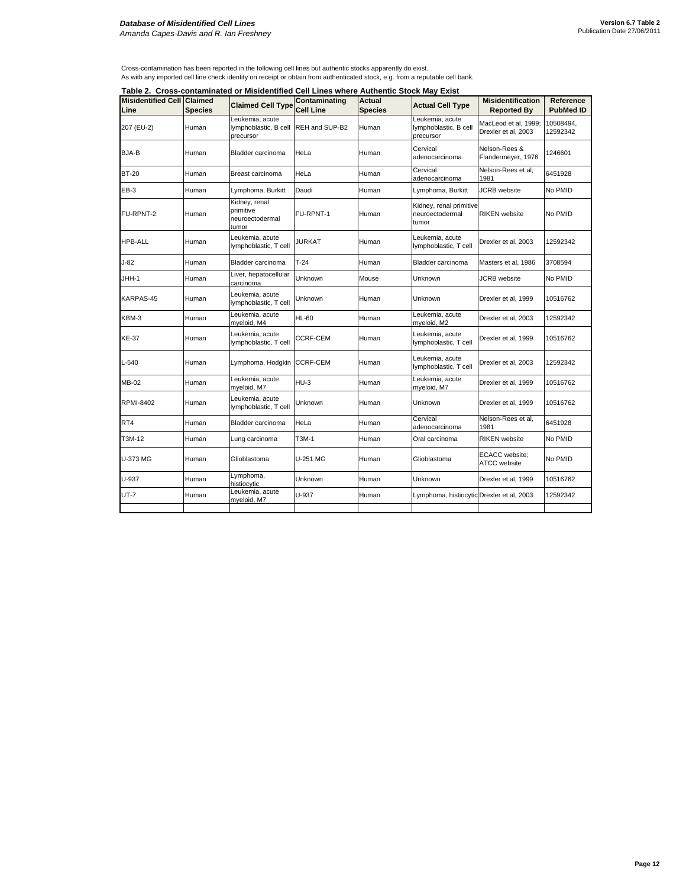Cross-contamination has been reported in the following cell lines but authentic stocks apparently do exist.
As with any imported cell line check identity on receipt or obtain from authenticated stock, e.g. from a reputable cell bank.

**Table 2. Cross-contaminated or Misidentified Cell Lines where Authentic Stock May Exist**

| Misidentified Cell Line | Claimed Species | Claimed Cell Type | Contaminating Cell Line | Actual Species | Actual Cell Type | Misidentification Reported By | Reference PubMed ID |
|---|---|---|---|---|---|---|---|
| 207 (EU-2) | Human | Leukemia, acute lymphoblastic, B cell precursor | REH and SUP-B2 | Human | Leukemia, acute lymphoblastic, B cell precursor | MacLeod et al, 1999; Drexler et al, 2003 | 10508494, 12592342 |
| BJA-B | Human | Bladder carcinoma | HeLa | Human | Cervical adenocarcinoma | Nelson-Rees & Flandermeyer, 1976 | 1246601 |
| BT-20 | Human | Breast carcinoma | HeLa | Human | Cervical adenocarcinoma | Nelson-Rees et al, 1981 | 6451928 |
| EB-3 | Human | Lymphoma, Burkitt | Daudi | Human | Lymphoma, Burkitt | JCRB website | No PMID |
| FU-RPNT-2 | Human | Kidney, renal primitive neuroectodermal tumor | FU-RPNT-1 | Human | Kidney, renal primitive neuroectodermal tumor | RIKEN website | No PMID |
| HPB-ALL | Human | Leukemia, acute lymphoblastic, T cell | JURKAT | Human | Leukemia, acute lymphoblastic, T cell | Drexler et al, 2003 | 12592342 |
| J-82 | Human | Bladder carcinoma | T-24 | Human | Bladder carcinoma | Masters et al, 1986 | 3708594 |
| JHH-1 | Human | Liver, hepatocellular carcinoma | Unknown | Mouse | Unknown | JCRB website | No PMID |
| KARPAS-45 | Human | Leukemia, acute lymphoblastic, T cell | Unknown | Human | Unknown | Drexler et al, 1999 | 10516762 |
| KBM-3 | Human | Leukemia, acute myeloid, M4 | HL-60 | Human | Leukemia, acute myeloid, M2 | Drexler et al, 2003 | 12592342 |
| KE-37 | Human | Leukemia, acute lymphoblastic, T cell | CCRF-CEM | Human | Leukemia, acute lymphoblastic, T cell | Drexler et al, 1999 | 10516762 |
| L-540 | Human | Lymphoma, Hodgkin | CCRF-CEM | Human | Leukemia, acute lymphoblastic, T cell | Drexler et al, 2003 | 12592342 |
| MB-02 | Human | Leukemia, acute myeloid, M7 | HU-3 | Human | Leukemia, acute myeloid, M7 | Drexler et al, 1999 | 10516762 |
| RPMI-8402 | Human | Leukemia, acute lymphoblastic, T cell | Unknown | Human | Unknown | Drexler et al, 1999 | 10516762 |
| RT4 | Human | Bladder carcinoma | HeLa | Human | Cervical adenocarcinoma | Nelson-Rees et al, 1981 | 6451928 |
| T3M-12 | Human | Lung carcinoma | T3M-1 | Human | Oral carcinoma | RIKEN website | No PMID |
| U-373 MG | Human | Glioblastoma | U-251 MG | Human | Glioblastoma | ECACC website; ATCC website | No PMID |
| U-937 | Human | Lymphoma, histiocytic | Unknown | Human | Unknown | Drexler et al, 1999 | 10516762 |
| UT-7 | Human | Leukemia, acute myeloid, M7 | U-937 | Human | Lymphoma, histiocytic | Drexler et al, 2003 | 12592342 |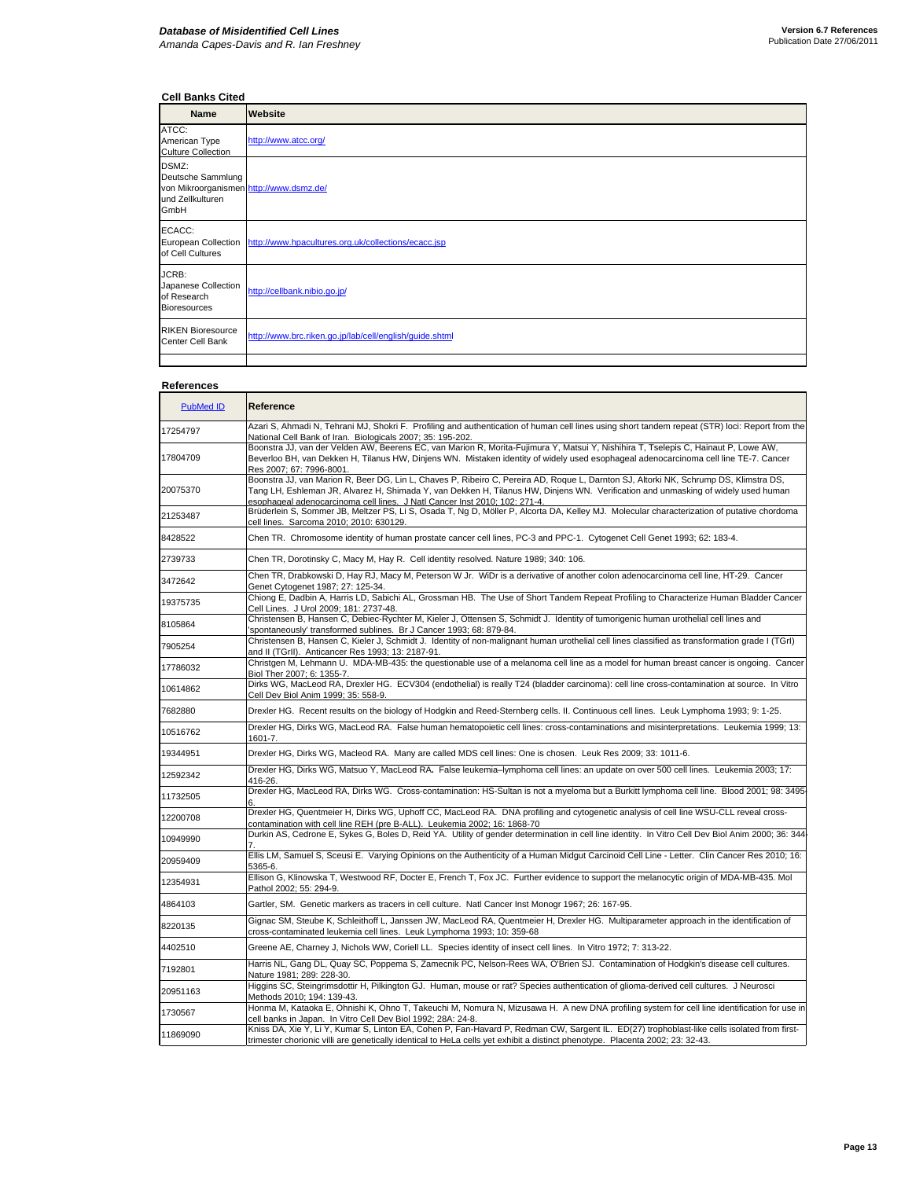### Cell Banks Cited

| Name | Website |
|---|---|
| ATCC: American Type Culture Collection | http://www.atcc.org/ |
| DSMZ: Deutsche Sammlung von Mikroorganismen und Zellkulturen GmbH | http://www.dsmz.de/ |
| ECACC: European Collection of Cell Cultures | http://www.hpacultures.org.uk/collections/ecacc.jsp |
| JCRB: Japanese Collection of Research Bioresources | http://cellbank.nibio.go.jp/ |
| RIKEN Bioresource Center Cell Bank | http://www.brc.riken.go.jp/lab/cell/english/guide.shtml |
| | |

### References

| PubMed ID | Reference |
|---|---|
| 17254797 | Azari S, Ahmadi N, Tehrani MJ, Shokri F. Profiling and authentication of human cell lines using short tandem repeat (STR) loci: Report from the National Cell Bank of Iran. Biologicals 2007; 35: 195-202. |
| 17804709 | Boonstra JJ, van der Velden AW, Beerens EC, van Marion R, Morita-Fujimura Y, Matsui Y, Nishihira T, Tselepis C, Hainaut P, Lowe AW, Beverloo BH, van Dekken H, Tilanus HW, Dinjens WN. Mistaken identity of widely used esophageal adenocarcinoma cell line TE-7. Cancer Res 2007; 67: 7996-8001. |
| 20075370 | Boonstra JJ, van Marion R, Beer DG, Lin L, Chaves P, Ribeiro C, Pereira AD, Roque L, Darnton SJ, Altorki NK, Schrump DS, Klimstra DS, Tang LH, Eshleman JR, Alvarez H, Shimada Y, van Dekken H, Tilanus HW, Dinjens WN. Verification and unmasking of widely used human esophageal adenocarcinoma cell lines. J Natl Cancer Inst 2010; 102: 271-4. |
| 21253487 | Brüderlein S, Sommer JB, Meltzer PS, Li S, Osada T, Ng D, Möller P, Alcorta DA, Kelley MJ. Molecular characterization of putative chordoma cell lines. Sarcoma 2010; 2010: 630129. |
| 8428522 | Chen TR. Chromosome identity of human prostate cancer cell lines, PC-3 and PPC-1. Cytogenet Cell Genet 1993; 62: 183-4. |
| 2739733 | Chen TR, Dorotinsky C, Macy M, Hay R. Cell identity resolved. Nature 1989; 340: 106. |
| 3472642 | Chen TR, Drabkowski D, Hay RJ, Macy M, Peterson W Jr. WiDr is a derivative of another colon adenocarcinoma cell line, HT-29. Cancer Genet Cytogenet 1987; 27: 125-34. |
| 19375735 | Chiong E, Dadbin A, Harris LD, Sabichi AL, Grossman HB. The Use of Short Tandem Repeat Profiling to Characterize Human Bladder Cancer Cell Lines. J Urol 2009; 181: 2737-48. |
| 8105864 | Christensen B, Hansen C, Debiec-Rychter M, Kieler J, Ottensen S, Schmidt J. Identity of tumorigenic human urothelial cell lines and 'spontaneously' transformed sublines. Br J Cancer 1993; 68: 879-84. |
| 7905254 | Christensen B, Hansen C, Kieler J, Schmidt J. Identity of non-malignant human urothelial cell lines classified as transformation grade I (TGrI) and II (TGrII). Anticancer Res 1993; 13: 2187-91. |
| 17786032 | Christgen M, Lehmann U. MDA-MB-435: the questionable use of a melanoma cell line as a model for human breast cancer is ongoing. Cancer Biol Ther 2007; 6: 1355-7. |
| 10614862 | Dirks WG, MacLeod RA, Drexler HG. ECV304 (endothelial) is really T24 (bladder carcinoma): cell line cross-contamination at source. In Vitro Cell Dev Biol Anim 1999; 35: 558-9. |
| 7682880 | Drexler HG. Recent results on the biology of Hodgkin and Reed-Sternberg cells. II. Continuous cell lines. Leuk Lymphoma 1993; 9: 1-25. |
| 10516762 | Drexler HG, Dirks WG, MacLeod RA. False human hematopoietic cell lines: cross-contaminations and misinterpretations. Leukemia 1999; 13: 1601-7. |
| 19344951 | Drexler HG, Dirks WG, Macleod RA. Many are called MDS cell lines: One is chosen. Leuk Res 2009; 33: 1011-6. |
| 12592342 | Drexler HG, Dirks WG, Matsuo Y, MacLeod RA. False leukemia–lymphoma cell lines: an update on over 500 cell lines. Leukemia 2003; 17: 416-26. |
| 11732505 | Drexler HG, MacLeod RA, Dirks WG. Cross-contamination: HS-Sultan is not a myeloma but a Burkitt lymphoma cell line. Blood 2001; 98: 3495-6. |
| 12200708 | Drexler HG, Quentmeier H, Dirks WG, Uphoff CC, MacLeod RA. DNA profiling and cytogenetic analysis of cell line WSU-CLL reveal cross-contamination with cell line REH (pre B-ALL). Leukemia 2002; 16: 1868-70 |
| 10949990 | Durkin AS, Cedrone E, Sykes G, Boles D, Reid YA. Utility of gender determination in cell line identity. In Vitro Cell Dev Biol Anim 2000; 36: 344-7. |
| 20959409 | Ellis LM, Samuel S, Sceusi E. Varying Opinions on the Authenticity of a Human Midgut Carcinoid Cell Line - Letter. Clin Cancer Res 2010; 16: 5365-6. |
| 12354931 | Ellison G, Klinowska T, Westwood RF, Docter E, French T, Fox JC. Further evidence to support the melanocytic origin of MDA-MB-435. Mol Pathol 2002; 55: 294-9. |
| 4864103 | Gartler, SM. Genetic markers as tracers in cell culture. Natl Cancer Inst Monogr 1967; 26: 167-95. |
| 8220135 | Gignac SM, Steube K, Schleithoff L, Janssen JW, MacLeod RA, Quentmeier H, Drexler HG. Multiparameter approach in the identification of cross-contaminated leukemia cell lines. Leuk Lymphoma 1993; 10: 359-68 |
| 4402510 | Greene AE, Charney J, Nichols WW, Coriell LL. Species identity of insect cell lines. In Vitro 1972; 7: 313-22. |
| 7192801 | Harris NL, Gang DL, Quay SC, Poppema S, Zamecnik PC, Nelson-Rees WA, O'Brien SJ. Contamination of Hodgkin's disease cell cultures. Nature 1981; 289: 228-30. |
| 20951163 | Higgins SC, Steingrimsdottir H, Pilkington GJ. Human, mouse or rat? Species authentication of glioma-derived cell cultures. J Neurosci Methods 2010; 194: 139-43. |
| 1730567 | Honma M, Kataoka E, Ohnishi K, Ohno T, Takeuchi M, Nomura N, Mizusawa H. A new DNA profiling system for cell line identification for use in cell banks in Japan. In Vitro Cell Dev Biol 1992; 28A: 24-8. |
| 11869090 | Kniss DA, Xie Y, Li Y, Kumar S, Linton EA, Cohen P, Fan-Havard P, Redman CW, Sargent IL. ED(27) trophoblast-like cells isolated from first-trimester chorionic villi are genetically identical to HeLa cells yet exhibit a distinct phenotype. Placenta 2002; 23: 32-43. |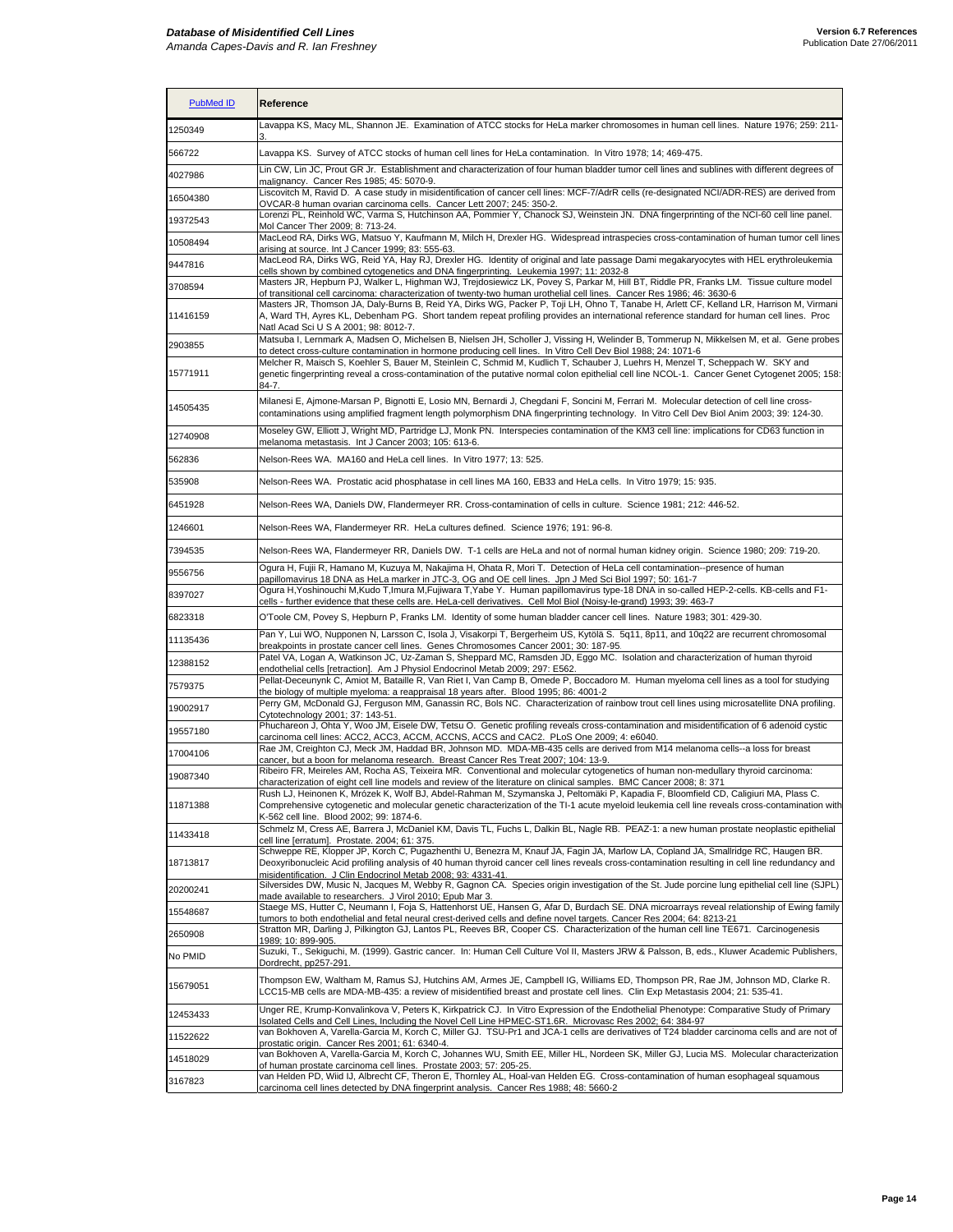| PubMed ID | Reference |
| --- | --- |
| 1250349 | Lavappa KS, Macy ML, Shannon JE. Examination of ATCC stocks for HeLa marker chromosomes in human cell lines. Nature 1976; 259: 211-3. |
| 566722 | Lavappa KS. Survey of ATCC stocks of human cell lines for HeLa contamination. In Vitro 1978; 14; 469-475. |
| 4027986 | Lin CW, Lin JC, Prout GR Jr. Establishment and characterization of four human bladder tumor cell lines and sublines with different degrees of malignancy. Cancer Res 1985; 45: 5070-9. |
| 16504380 | Liscovitch M, Ravid D. A case study in misidentification of cancer cell lines: MCF-7/AdrR cells (re-designated NCI/ADR-RES) are derived from OVCAR-8 human ovarian carcinoma cells. Cancer Lett 2007; 245: 350-2. |
| 19372543 | Lorenzi PL, Reinhold WC, Varma S, Hutchinson AA, Pommier Y, Chanock SJ, Weinstein JN. DNA fingerprinting of the NCI-60 cell line panel. Mol Cancer Ther 2009; 8: 713-24. |
| 10508494 | MacLeod RA, Dirks WG, Matsuo Y, Kaufmann M, Milch H, Drexler HG. Widespread intraspecies cross-contamination of human tumor cell lines arising at source. Int J Cancer 1999; 83: 555-63. |
| 9447816 | MacLeod RA, Dirks WG, Reid YA, Hay RJ, Drexler HG. Identity of original and late passage Dami megakaryocytes with HEL erythroleukemia cells shown by combined cytogenetics and DNA fingerprinting. Leukemia 1997; 11: 2032-8 |
| 3708594 | Masters JR, Hepburn PJ, Walker L, Highman WJ, Trejdosiewicz LK, Povey S, Parkar M, Hill BT, Riddle PR, Franks LM. Tissue culture model of transitional cell carcinoma: characterization of twenty-two human urothelial cell lines. Cancer Res 1986; 46: 3630-6 |
| 11416159 | Masters JR, Thomson JA, Daly-Burns B, Reid YA, Dirks WG, Packer P, Toji LH, Ohno T, Tanabe H, Arlett CF, Kelland LR, Harrison M, Virmani A, Ward TH, Ayres KL, Debenham PG. Short tandem repeat profiling provides an international reference standard for human cell lines. Proc Natl Acad Sci U S A 2001; 98: 8012-7. |
| 2903855 | Matsuba I, Lernmark A, Madsen O, Michelsen B, Nielsen JH, Scholler J, Vissing H, Welinder B, Tommerup N, Mikkelsen M, et al. Gene probes to detect cross-culture contamination in hormone producing cell lines. In Vitro Cell Dev Biol 1988; 24: 1071-6 |
| 15771911 | Melcher R, Maisch S, Koehler S, Bauer M, Steinlein C, Schmid M, Kudlich T, Schauber J, Luehrs H, Menzel T, Scheppach W. SKY and genetic fingerprinting reveal a cross-contamination of the putative normal colon epithelial cell line NCOL-1. Cancer Genet Cytogenet 2005; 158: 84-7. |
| 14505435 | Milanesi E, Ajmone-Marsan P, Bignotti E, Losio MN, Bernardi J, Chegdani F, Soncini M, Ferrari M. Molecular detection of cell line cross-contaminations using amplified fragment length polymorphism DNA fingerprinting technology. In Vitro Cell Dev Biol Anim 2003; 39: 124-30. |
| 12740908 | Moseley GW, Elliott J, Wright MD, Partridge LJ, Monk PN. Interspecies contamination of the KM3 cell line: implications for CD63 function in melanoma metastasis. Int J Cancer 2003; 105: 613-6. |
| 562836 | Nelson-Rees WA. MA160 and HeLa cell lines. In Vitro 1977; 13: 525. |
| 535908 | Nelson-Rees WA. Prostatic acid phosphatase in cell lines MA 160, EB33 and HeLa cells. In Vitro 1979; 15: 935. |
| 6451928 | Nelson-Rees WA, Daniels DW, Flandermeyer RR. Cross-contamination of cells in culture. Science 1981; 212: 446-52. |
| 1246601 | Nelson-Rees WA, Flandermeyer RR. HeLa cultures defined. Science 1976; 191: 96-8. |
| 7394535 | Nelson-Rees WA, Flandermeyer RR, Daniels DW. T-1 cells are HeLa and not of normal human kidney origin. Science 1980; 209: 719-20. |
| 9556756 | Ogura H, Fujii R, Hamano M, Kuzuya M, Nakajima H, Ohata R, Mori T. Detection of HeLa cell contamination--presence of human papillomavirus 18 DNA as HeLa marker in JTC-3, OG and OE cell lines. Jpn J Med Sci Biol 1997; 50: 161-7 |
| 8397027 | Ogura H,Yoshinouchi M,Kudo T,Imura M,Fujiwara T,Yabe Y. Human papillomavirus type-18 DNA in so-called HEP-2-cells. KB-cells and F1-cells - further evidence that these cells are. HeLa-cell derivatives. Cell Mol Biol (Noisy-le-grand) 1993; 39: 463-7 |
| 6823318 | O'Toole CM, Povey S, Hepburn P, Franks LM. Identity of some human bladder cancer cell lines. Nature 1983; 301: 429-30. |
| 11135436 | Pan Y, Lui WO, Nupponen N, Larsson C, Isola J, Visakorpi T, Bergerheim US, Kytölä S. 5q11, 8p11, and 10q22 are recurrent chromosomal breakpoints in prostate cancer cell lines. Genes Chromosomes Cancer 2001; 30: 187-95. |
| 12388152 | Patel VA, Logan A, Watkinson JC, Uz-Zaman S, Sheppard MC, Ramsden JD, Eggo MC. Isolation and characterization of human thyroid endothelial cells [retraction]. Am J Physiol Endocrinol Metab 2009; 297: E562. |
| 7579375 | Pellat-Deceunynk C, Amiot M, Bataille R, Van Riet I, Van Camp B, Omede P, Boccadoro M. Human myeloma cell lines as a tool for studying the biology of multiple myeloma: a reappraisal 18 years after. Blood 1995; 86: 4001-2 |
| 19002917 | Perry GM, McDonald GJ, Ferguson MM, Ganassin RC, Bols NC. Characterization of rainbow trout cell lines using microsatellite DNA profiling. Cytotechnology 2001; 37: 143-51. |
| 19557180 | Phuchareon J, Ohta Y, Woo JM, Eisele DW, Tetsu O. Genetic profiling reveals cross-contamination and misidentification of 6 adenoid cystic carcinoma cell lines: ACC2, ACC3, ACCM, ACCNS, ACCS and CAC2. PLoS One 2009; 4: e6040. |
| 17004106 | Rae JM, Creighton CJ, Meck JM, Haddad BR, Johnson MD. MDA-MB-435 cells are derived from M14 melanoma cells--a loss for breast cancer, but a boon for melanoma research. Breast Cancer Res Treat 2007; 104: 13-9. |
| 19087340 | Ribeiro FR, Meireles AM, Rocha AS, Teixeira MR. Conventional and molecular cytogenetics of human non-medullary thyroid carcinoma: characterization of eight cell line models and review of the literature on clinical samples. BMC Cancer 2008; 8: 371 |
| 11871388 | Rush LJ, Heinonen K, Mrózek K, Wolf BJ, Abdel-Rahman M, Szymanska J, Peltomäki P, Kapadia F, Bloomfield CD, Caligiuri MA, Plass C. Comprehensive cytogenetic and molecular genetic characterization of the TI-1 acute myeloid leukemia cell line reveals cross-contamination with K-562 cell line. Blood 2002; 99: 1874-6. |
| 11433418 | Schmelz M, Cress AE, Barrera J, McDaniel KM, Davis TL, Fuchs L, Dalkin BL, Nagle RB. PEAZ-1: a new human prostate neoplastic epithelial cell line [erratum]. Prostate. 2004; 61: 375. |
| 18713817 | Schweppe RE, Klopper JP, Korch C, Pugazhenthi U, Benezra M, Knauf JA, Fagin JA, Marlow LA, Copland JA, Smallridge RC, Haugen BR. Deoxyribonucleic Acid profiling analysis of 40 human thyroid cancer cell lines reveals cross-contamination resulting in cell line redundancy and misidentification. J Clin Endocrinol Metab 2008; 93: 4331-41. |
| 20200241 | Silversides DW, Music N, Jacques M, Webby R, Gagnon CA. Species origin investigation of the St. Jude porcine lung epithelial cell line (SJPL) made available to researchers. J Virol 2010; Epub Mar 3. |
| 15548687 | Staege MS, Hutter C, Neumann I, Foja S, Hattenhorst UE, Hansen G, Afar D, Burdach SE. DNA microarrays reveal relationship of Ewing family tumors to both endothelial and fetal neural crest-derived cells and define novel targets. Cancer Res 2004; 64: 8213-21 |
| 2650908 | Stratton MR, Darling J, Pilkington GJ, Lantos PL, Reeves BR, Cooper CS. Characterization of the human cell line TE671. Carcinogenesis 1989; 10: 899-905. |
| No PMID | Suzuki, T., Sekiguchi, M. (1999). Gastric cancer. In: Human Cell Culture Vol II, Masters JRW & Palsson, B, eds., Kluwer Academic Publishers, Dordrecht, pp257-291. |
| 15679051 | Thompson EW, Waltham M, Ramus SJ, Hutchins AM, Armes JE, Campbell IG, Williams ED, Thompson PR, Rae JM, Johnson MD, Clarke R. LCC15-MB cells are MDA-MB-435: a review of misidentified breast and prostate cell lines. Clin Exp Metastasis 2004; 21: 535-41. |
| 12453433 | Unger RE, Krump-Konvalinkova V, Peters K, Kirkpatrick CJ. In Vitro Expression of the Endothelial Phenotype: Comparative Study of Primary Isolated Cells and Cell Lines, Including the Novel Cell Line HPMEC-ST1.6R. Microvasc Res 2002; 64: 384-97 |
| 11522622 | van Bokhoven A, Varella-Garcia M, Korch C, Miller GJ. TSU-Pr1 and JCA-1 cells are derivatives of T24 bladder carcinoma cells and are not of prostatic origin. Cancer Res 2001; 61: 6340-4. |
| 14518029 | van Bokhoven A, Varella-Garcia M, Korch C, Johannes WU, Smith EE, Miller HL, Nordeen SK, Miller GJ, Lucia MS. Molecular characterization of human prostate carcinoma cell lines. Prostate 2003; 57: 205-25. |
| 3167823 | van Helden PD, Wiid IJ, Albrecht CF, Theron E, Thornley AL, Hoal-van Helden EG. Cross-contamination of human esophageal squamous carcinoma cell lines detected by DNA fingerprint analysis. Cancer Res 1988; 48: 5660-2 |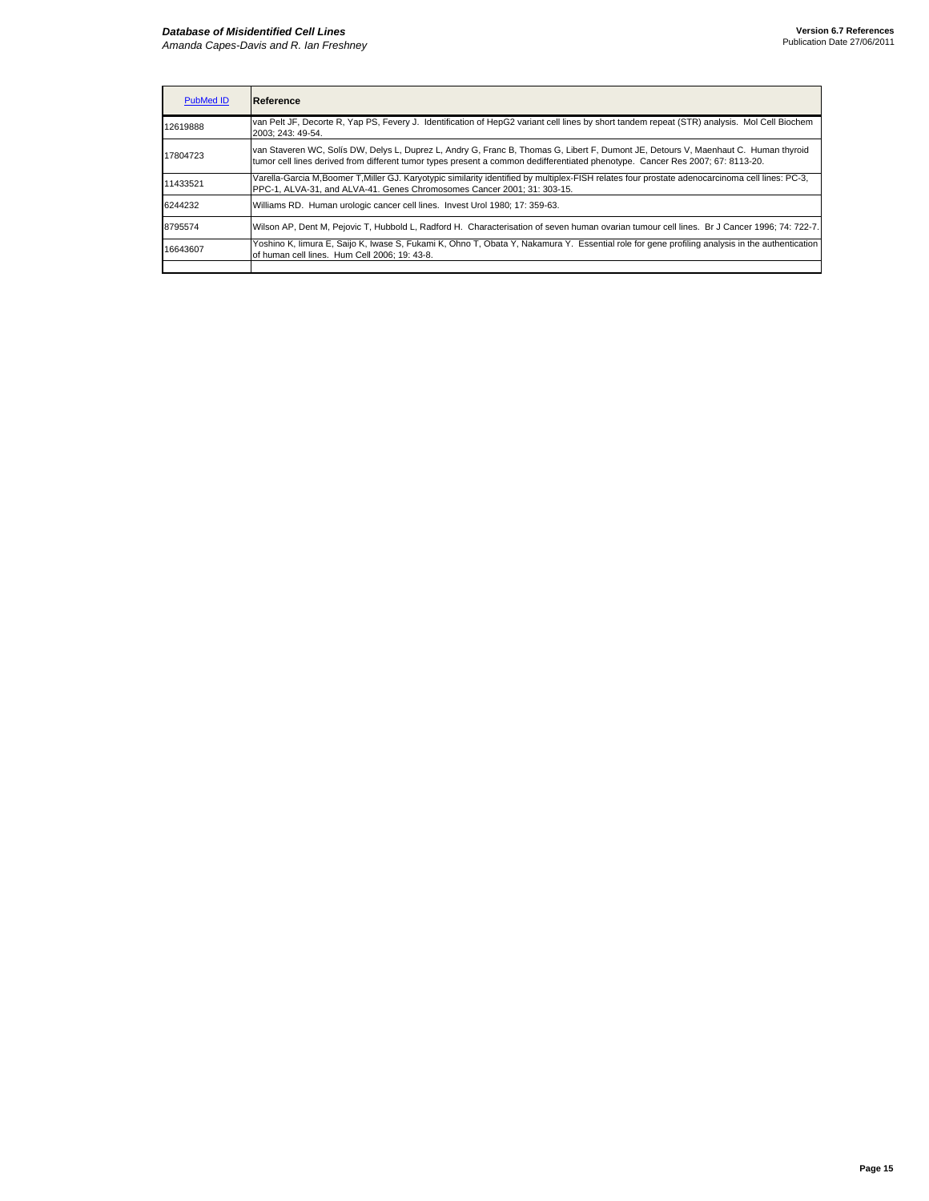| PubMed ID | Reference |
| --- | --- |
| 12619888 | van Pelt JF, Decorte R, Yap PS, Fevery J. Identification of HepG2 variant cell lines by short tandem repeat (STR) analysis. Mol Cell Biochem 2003; 243: 49-54. |
| 17804723 | van Staveren WC, Solís DW, Delys L, Duprez L, Andry G, Franc B, Thomas G, Libert F, Dumont JE, Detours V, Maenhaut C. Human thyroid tumor cell lines derived from different tumor types present a common dedifferentiated phenotype. Cancer Res 2007; 67: 8113-20. |
| 11433521 | Varella-Garcia M,Boomer T,Miller GJ. Karyotypic similarity identified by multiplex-FISH relates four prostate adenocarcinoma cell lines: PC-3, PPC-1, ALVA-31, and ALVA-41. Genes Chromosomes Cancer 2001; 31: 303-15. |
| 6244232 | Williams RD. Human urologic cancer cell lines. Invest Urol 1980; 17: 359-63. |
| 8795574 | Wilson AP, Dent M, Pejovic T, Hubbold L, Radford H. Characterisation of seven human ovarian tumour cell lines. Br J Cancer 1996; 74: 722-7. |
| 16643607 | Yoshino K, Iimura E, Saijo K, Iwase S, Fukami K, Ohno T, Obata Y, Nakamura Y. Essential role for gene profiling analysis in the authentication of human cell lines. Hum Cell 2006; 19: 43-8. |
| | |